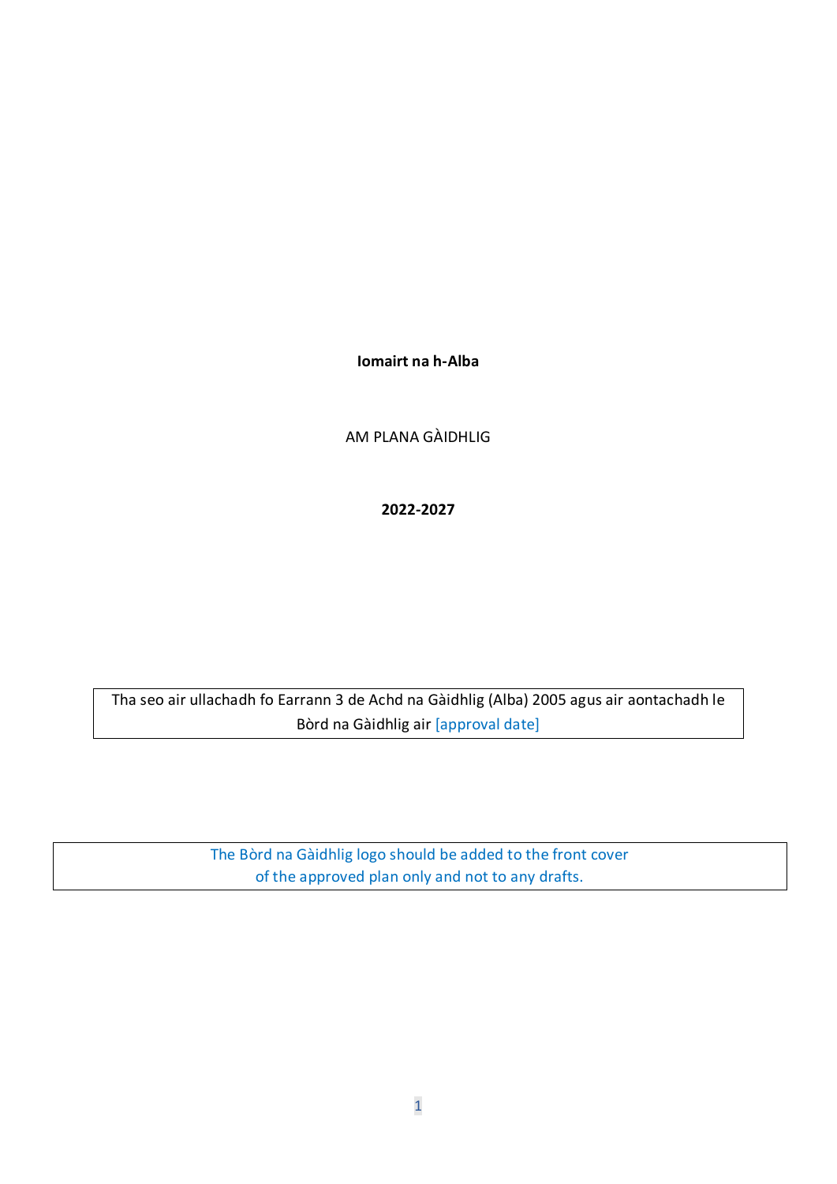**Iomairt na h-Alba**

AM PLANA GÀIDHLIG

**2022-2027**

Tha seo air ullachadh fo Earrann 3 de Achd na Gàidhlig (Alba) 2005 agus air aontachadh le Bòrd na Gàidhlig air [approval date]

The Bòrd na Gàidhlig logo should be added to the front cover of the approved plan only and not to any drafts.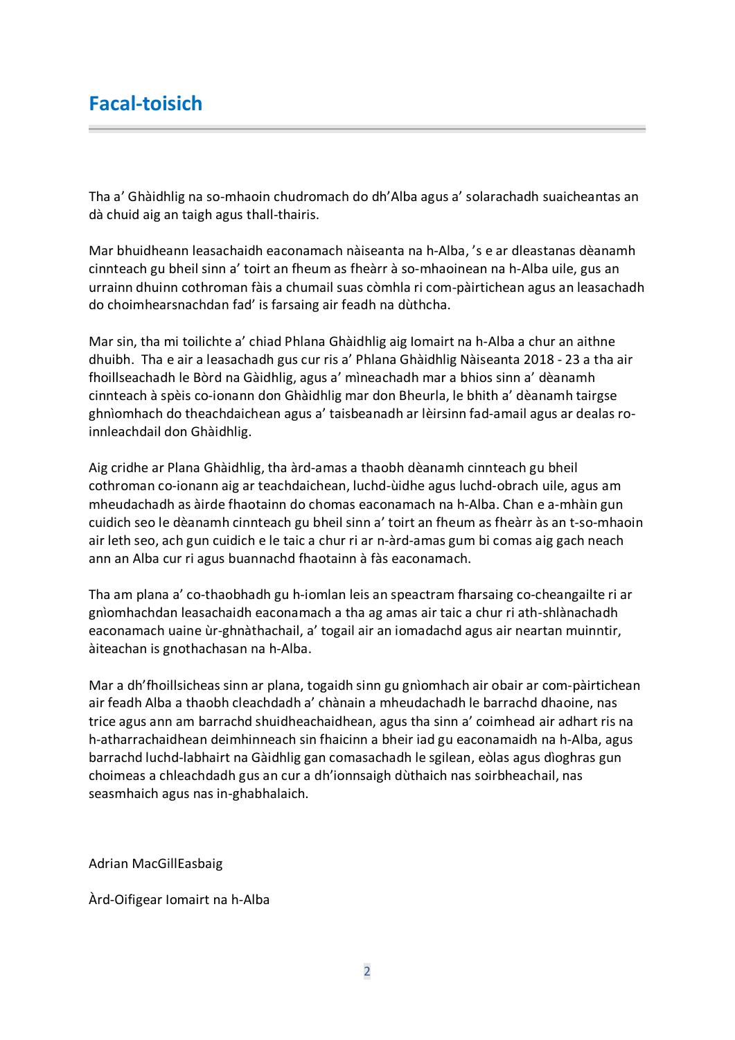# Facal-toisich

Tha a' Ghàidhlig na so-mhaoin chudromach do dh'Alba agus a' solarachadh suaicheantas an dà chuid aig an taigh agus thall-thairis.

Mar bhuidheann leasachaidh eaconamach nàiseanta na h-Alba, 's e ar dleastanas dèanamh cinnteach gu bheil sinn a' toirt an fheum as fheàrr à so-mhaoinean na h-Alba uile, gus an urrainn dhuinn cothroman fàis a chumail suas còmhla ri com-pàirtichean agus an leasachadh do choimhearsnachdan fad' is farsaing air feadh na dùthcha.

Mar sin, tha mi toilichte a' chiad Phlana Ghàidhlig aig Iomairt na h-Alba a chur an aithne dhuibh. Tha e air a leasachadh gus cur ris a' Phlana Ghàidhlig Nàiseanta 2018 - 23 a tha air fhoillseachadh le Bòrd na Gàidhlig, agus a' mìneachadh mar a bhios sinn a' dèanamh cinnteach à spèis co-ionann don Ghàidhlig mar don Bheurla, le bhith a' dèanamh tairgse ghnìomhach do theachdaichean agus a' taisbeanadh ar lèirsinn fad-amail agus ar dealas ro-innleachdail don Ghàidhlig.

Aig cridhe ar Plana Ghàidhlig, tha àrd-amas a thaobh dèanamh cinnteach gu bheil cothroman co-ionann aig ar teachdaichean, luchd-ùidhe agus luchd-obrach uile, agus am mheudachadh as àirde fhaotainn do chomas eaconamach na h-Alba. Chan e a-mhàin gun cuidich seo le dèanamh cinnteach gu bheil sinn a' toirt an fheum as fheàrr às an t-so-mhaoin air leth seo, ach gun cuidich e le taic a chur ri ar n-àrd-amas gum bi comas aig gach neach ann an Alba cur ri agus buannachd fhaotainn à fàs eaconamach.

Tha am plana a' co-thaobhadh gu h-iomlan leis an speactram fharsaing co-cheangailte ri ar gnìomhachdan leasachaidh eaconamach a tha ag amas air taic a chur ri ath-shlànachadh eaconamach uaine ùr-ghnàthachail, a' togail air an iomadachd agus air neartan muinntir, àiteachan is gnothachasan na h-Alba.

Mar a dh'fhoillsicheas sinn ar plana, togaidh sinn gu gnìomhach air obair ar com-pàirtichean air feadh Alba a thaobh cleachdadh a' chànain a mheudachadh le barrachd dhaoine, nas trice agus ann am barrachd shuidheachaidhean, agus tha sinn a' coimhead air adhart ris na h-atharrachaidhean deimhinneach sin fhaicinn a bheir iad gu eaconamaidh na h-Alba, agus barrachd luchd-labhairt na Gàidhlig gan comasachadh le sgilean, eòlas agus dìoghras gun choimeas a chleachdadh gus an cur a dh'ionnsaigh dùthaich nas soirbheachail, nas seasmhaich agus nas in-ghabhalaich.

Adrian MacGillEasbaig

Àrd-Oifigear Iomairt na h-Alba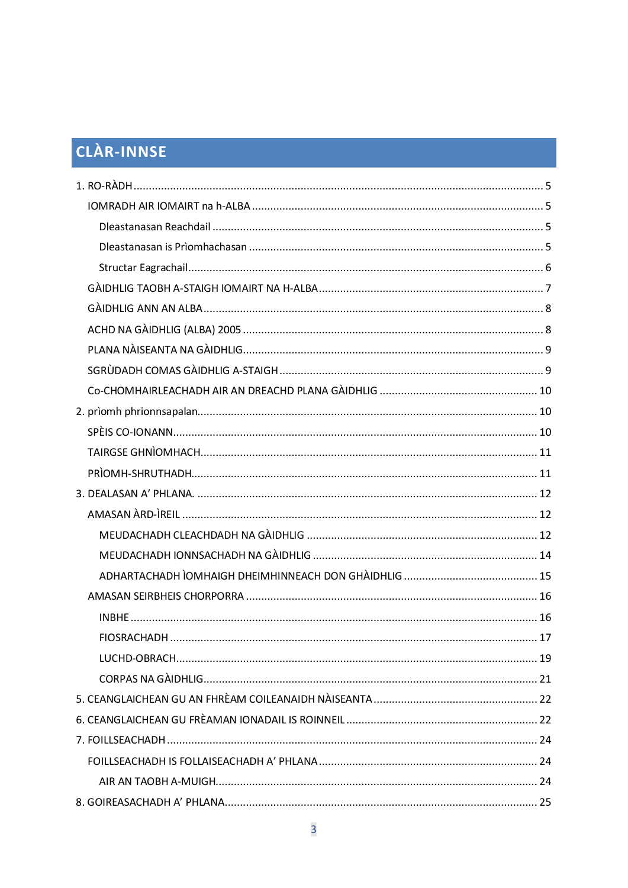# CLÀR-INNSE

1. RO-RÀDH ..... 5
   - IOMRADH AIR IOMAIRT na h-ALBA ..... 5
     - Dleastanasan Reachdail ..... 5
     - Dleastanasan is Prìomhachasan ..... 5
     - Structar Eagrachail ..... 6
   - GÀIDHLIG TAOBH A-STAIGH IOMAIRT NA H-ALBA ..... 7
   - GÀIDHLIG ANN AN ALBA ..... 8
   - ACHD NA GÀIDHLIG (ALBA) 2005 ..... 8
   - PLANA NÀISEANTA NA GÀIDHLIG ..... 9
   - SGRÙDADH COMAS GÀIDHLIG A-STAIGH ..... 9
   - Co-CHOMHAIRLEACHADH AIR AN DREACHD PLANA GÀIDHLIG ..... 10
2. prìomh phrionnsapalan ..... 10
   - SPÈIS CO-IONANN ..... 10
   - TAIRGSE GHNÌOMHACH ..... 11
   - PRÌOMH-SHRUTHADH ..... 11
3. DEALASAN A' PHLANA. ..... 12
   - AMASAN ÀRD-ÌREIL ..... 12
     - MEUDACHADH CLEACHDADH NA GÀIDHLIG ..... 12
     - MEUDACHADH IONNSACHADH NA GÀIDHLIG ..... 14
     - ADHARTACHADH ÌOMHAIGH DHEIMHINNEACH DON GHÀIDHLIG ..... 15
   - AMASAN SEIRBHEIS CHORPORRA ..... 16
     - INBHE ..... 16
     - FIOSRACHADH ..... 17
     - LUCHD-OBRACH ..... 19
     - CORPAS NA GÀIDHLIG ..... 21
5. CEANGLAICHEAN GU AN FHRÈAM COILEANAIDH NÀISEANTA ..... 22
6. CEANGLAICHEAN GU FRÈAMAN IONADAIL IS ROINNEIL ..... 22
7. FOILLSEACHADH ..... 24
   - FOILLSEACHADH IS FOLLAISEACHADH A' PHLANA ..... 24
     - AIR AN TAOBH A-MUIGH ..... 24
8. GOIREASACHADH A' PHLANA ..... 25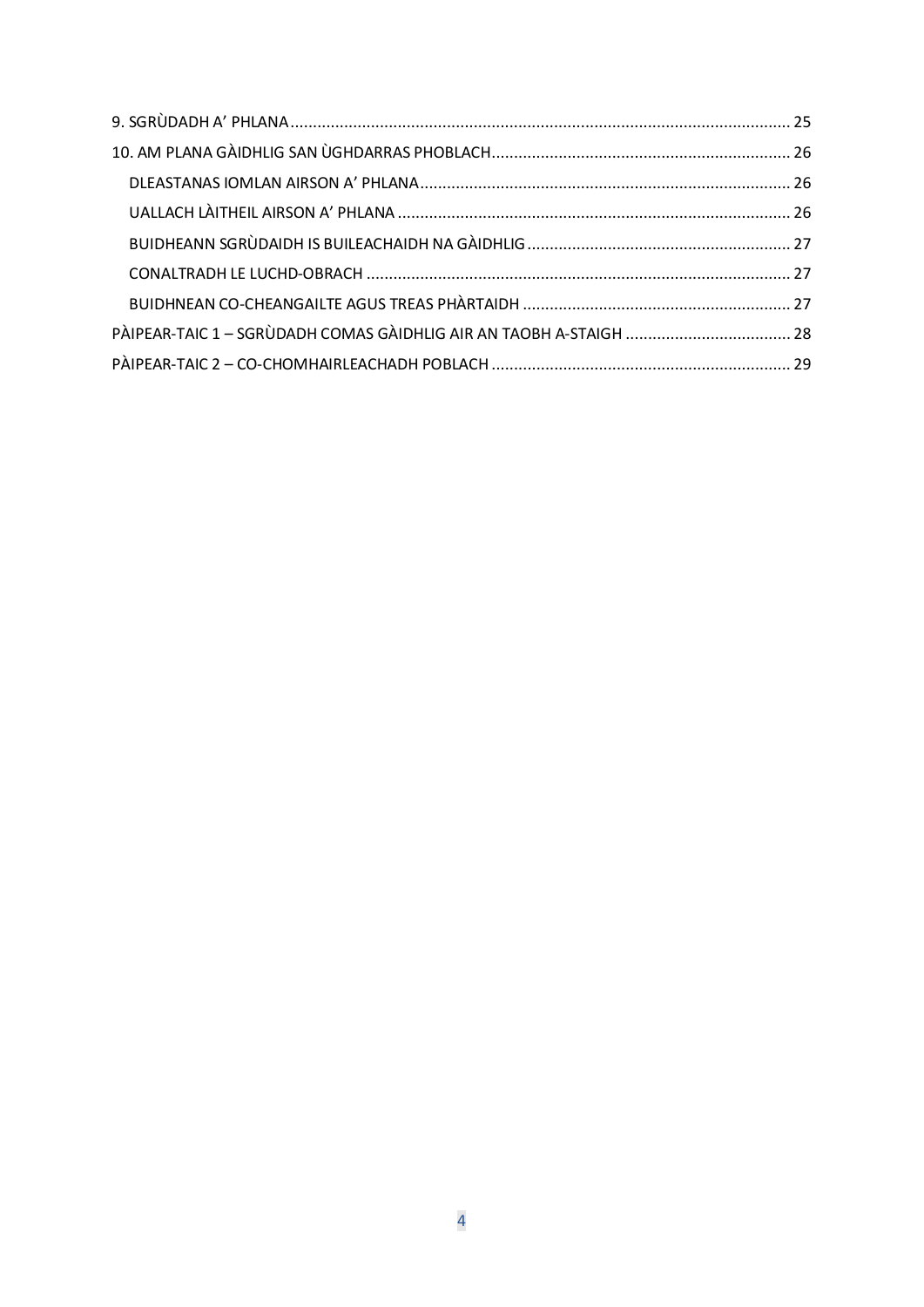9. SGRÙDADH A’ PHLANA ........................................................................................................... 25

10. AM PLANA GÀIDHLIG SAN ÙGHDARRAS PHOBLACH .................................................................. 26

DLEASTANAS IOMLAN AIRSON A’ PHLANA .................................................................................. 26

UALLACH LÀITHEIL AIRSON A’ PHLANA ........................................................................................ 26

BUIDHEANN SGRÙDAIDH IS BUILEACHAIDH NA GÀIDHLIG ........................................................... 27

CONALTRADH LE LUCHD-OBRACH ............................................................................................... 27

BUIDHNEAN CO-CHEANGAILTE AGUS TREAS PHÀRTAIDH ............................................................ 27

PÀIPEAR-TAIC 1 – SGRÙDADH COMAS GÀIDHLIG AIR AN TAOBH A-STAIGH ..................................... 28

PÀIPEAR-TAIC 2 – CO-CHOMHAIRLEACHADH POBLACH ................................................................... 29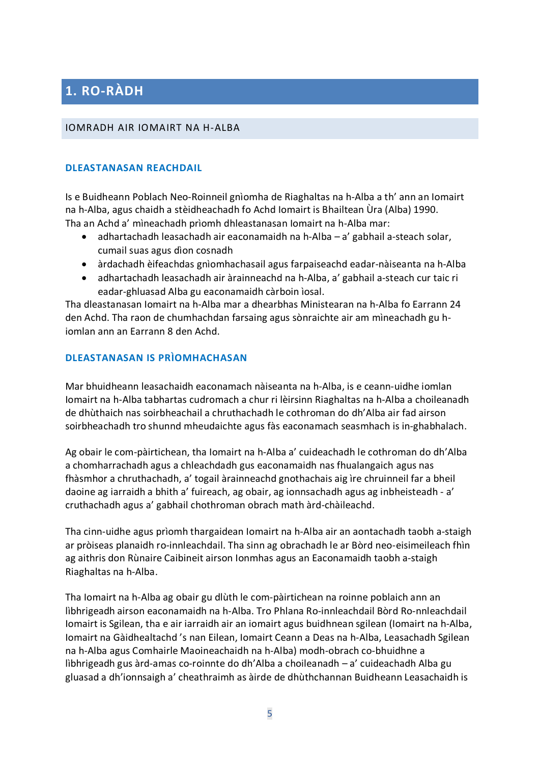# 1. RO-RÀDH

## IOMRADH AIR IOMAIRT NA H-ALBA

### DLEASTANASAN REACHDAIL

Is e Buidheann Poblach Neo-Roinneil gnìomha de Riaghaltas na h-Alba a th' ann an Iomairt na h-Alba, agus chaidh a stèidheachadh fo Achd Iomairt is Bhailtean Ùra (Alba) 1990. Tha an Achd a' mìneachadh prìomh dhleastanasan Iomairt na h-Alba mar:

- adhartachadh leasachadh air eaconamaidh na h-Alba – a' gabhail a-steach solar, cumail suas agus dìon cosnadh
- àrdachadh èifeachdas gnìomhachasail agus farpaiseachd eadar-nàiseanta na h-Alba
- adhartachadh leasachadh air àrainneachd na h-Alba, a' gabhail a-steach cur taic ri eadar-ghluasad Alba gu eaconamaidh càrboin ìosal.

Tha dleastanasan Iomairt na h-Alba mar a dhearbhas Ministearan na h-Alba fo Earrann 24 den Achd. Tha raon de chumhachdan farsaing agus sònraichte air am mìneachadh gu h-iomlan ann an Earrann 8 den Achd.

### DLEASTANASAN IS PRÌOMHACHASAN

Mar bhuidheann leasachaidh eaconamach nàiseanta na h-Alba, is e ceann-uidhe iomlan Iomairt na h-Alba tabhartas cudromach a chur ri lèirsinn Riaghaltas na h-Alba a choileanadh de dhùthaich nas soirbheachail a chruthachadh le cothroman do dh'Alba air fad airson soirbheachadh tro shunnd mheudaichte agus fàs eaconamach seasmhach is in-ghabhalach.

Ag obair le com-pàirtichean, tha Iomairt na h-Alba a' cuideachadh le cothroman do dh'Alba a chomharrachadh agus a chleachdadh gus eaconamaidh nas fhulangaich agus nas fhàsmhor a chruthachadh, a' togail àrainneachd gnothachais aig ìre chruinneil far a bheil daoine ag iarraidh a bhith a' fuireach, ag obair, ag ionnsachadh agus ag inbheisteadh - a' cruthachadh agus a' gabhail chothroman obrach math àrd-chàileachd.

Tha cinn-uidhe agus prìomh thargaidean Iomairt na h-Alba air an aontachadh taobh a-staigh ar pròiseas planaidh ro-innleachdail. Tha sinn ag obrachadh le ar Bòrd neo-eisimeileach fhìn ag aithris don Rùnaire Caibineit airson Ionmhas agus an Eaconamaidh taobh a-staigh Riaghaltas na h-Alba.

Tha Iomairt na h-Alba ag obair gu dlùth le com-pàirtichean na roinne poblaich ann an lìbhrigeadh airson eaconamaidh na h-Alba. Tro Phlana Ro-innleachdail Bòrd Ro-nnleachdail Iomairt is Sgilean, tha e air iarraidh air an iomairt agus buidhnean sgilean (Iomairt na h-Alba, Iomairt na Gàidhealtachd 's nan Eilean, Iomairt Ceann a Deas na h-Alba, Leasachadh Sgilean na h-Alba agus Comhairle Maoineachaidh na h-Alba) modh-obrach co-bhuidhne a lìbhrigeadh gus àrd-amas co-roinnte do dh'Alba a choileanadh – a' cuideachadh Alba gu gluasad a dh'ionnsaigh a' cheathraimh as àirde de dhùthchannan Buidheann Leasachaidh is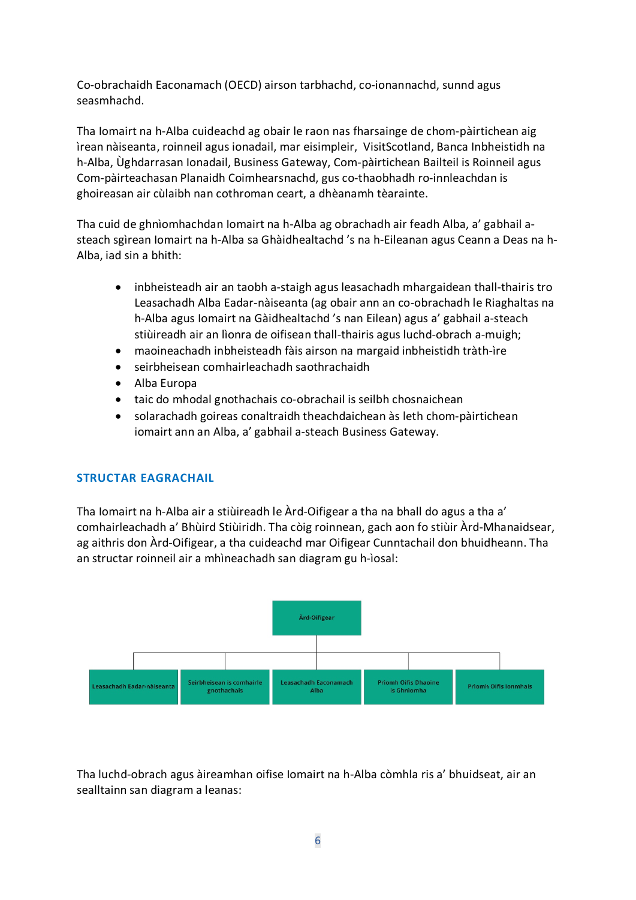Co-obrachaidh Eaconamach (OECD) airson tarbhachd, co-ionannachd, sunnd agus seasmhachd.

Tha Iomairt na h-Alba cuideachd ag obair le raon nas fharsainge de chom-pàirtichean aig ìrean nàiseanta, roinneil agus ionadail, mar eisimpleir, VisitScotland, Banca Inbheistidh na h-Alba, Ùghdarrasan Ionadail, Business Gateway, Com-pàirtichean Bailteil is Roinneil agus Com-pàirteachasan Planaidh Coimhearsnachd, gus co-thaobhadh ro-innleachdan is ghoireasan air cùlaibh nan cothroman ceart, a dhèanamh tèarainte.

Tha cuid de ghnìomhachdan Iomairt na h-Alba ag obrachadh air feadh Alba, a' gabhail a-steach sgìrean Iomairt na h-Alba sa Ghàidhealtachd 's na h-Eileanan agus Ceann a Deas na h-Alba, iad sin a bhith:

- inbheisteadh air an taobh a-staigh agus leasachadh mhargaidean thall-thairis tro Leasachadh Alba Eadar-nàiseanta (ag obair ann an co-obrachadh le Riaghaltas na h-Alba agus Iomairt na Gàidhealtachd 's nan Eilean) agus a' gabhail a-steach stiùireadh air an lìonra de oifisean thall-thairis agus luchd-obrach a-muigh;
- maoineachadh inbheisteadh fàis airson na margaid inbheistidh tràth-ìre
- seirbheisean comhairleachadh saothrachaidh
- Alba Europa
- taic do mhodal gnothachais co-obrachail is seilbh chosnaichean
- solarachadh goireas conaltraidh theachdaichean às leth chom-pàirtichean iomairt ann an Alba, a' gabhail a-steach Business Gateway.

## STRUCTAR EAGRACHAIL

Tha Iomairt na h-Alba air a stiùireadh le Àrd-Oifigear a tha na bhall do agus a tha a' comhairleachadh a' Bhùird Stiùiridh. Tha còig roinnean, gach aon fo stiùir Àrd-Mhanaidsear, ag aithris don Àrd-Oifigear, a tha cuideachd mar Oifigear Cunntachail don bhuidheann. Tha an structar roinneil air a mhìneachadh san diagram gu h-ìosal:

- Àrd-Oifigear
  - Leasachadh Eadar-nàiseanta
  - Seirbheisean is comhairle gnothachais
  - Leasachadh Eaconamach Alba
  - Prìomh Oifis Dhaoine is Ghnìomha
  - Prìomh Oifis Ionmhais

Tha luchd-obrach agus àireamhan oifise Iomairt na h-Alba còmhla ris a' bhuidseat, air an sealltainn san diagram a leanas: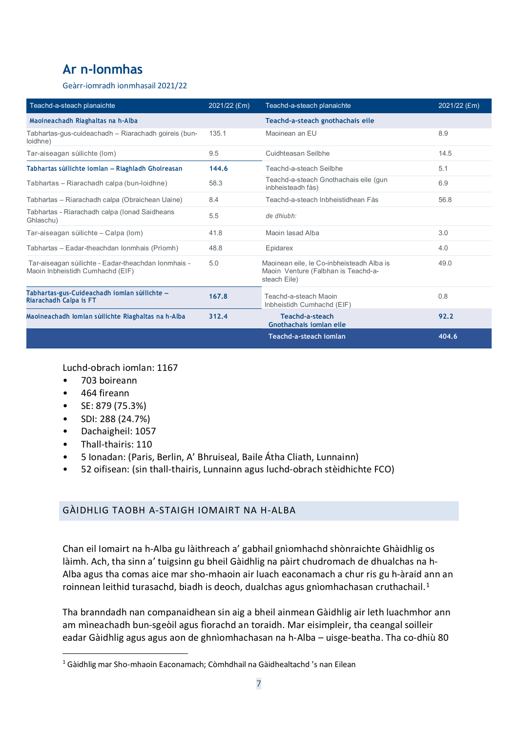## Ar n-Ionmhas

Geàrr-iomradh ionmhasail 2021/22

| Teachd-a-steach planaichte | 2021/22 (£m) | Teachd-a-steach planaichte | 2021/22 (£m) |
|---|---|---|---|
| **Maoineachadh Riaghaltas na h-Alba** | | **Teachd-a-steach gnothachais eile** | |
| Tabhartas-gus-cuideachadh – Riarachadh goireis (bun-loidhne) | 135.1 | Maoinean an EU | 8.9 |
| Tar-aiseagan sùilichte (Iom) | 9.5 | Cuidhteasan Seilbhe | 14.5 |
| **Tabhartas sùilichte iomlan – Riaghladh Ghoireasan** | **144.6** | Teachd-a-steach Seilbhe | 5.1 |
| Tabhartas – Riarachadh calpa (bun-loidhne) | 58.3 | Teachd-a-steach Gnothachais eile (gun inbheisteadh fàs) | 6.9 |
| Tabhartas – Riarachadh calpa (Obraichean Uaine) | 8.4 | Teachd-a-steach Inbheistidhean Fàs | 56.8 |
| Tabhartas - Riarachadh calpa (Ionad Saidheans Ghlaschu) | 5.5 | *de dhiubh:* | |
| Tar-aiseagan sùilichte – Calpa (Iom) | 41.8 | Maoin Iasad Alba | 3.0 |
| Tabhartas – Eadar-theachdan Ionmhais (Prìomh) | 48.8 | Epidarex | 4.0 |
| Tar-aiseagan sùilichte - Eadar-theachdan Ionmhais - Maoin Inbheistidh Cumhachd (EIF) | 5.0 | Maoinean eile, le Co-inbheisteadh Alba is Maoin Venture (Falbhan is Teachd-a-steach Eile) | 49.0 |
| **Tabhartas-gus-Cuideachadh iomlan sùilichte – Riarachadh Calpa is FT** | **167.8** | Teachd-a-steach Maoin Inbheistidh Cumhachd (EIF) | 0.8 |
| **Maoineachadh Iomlan sùilichte Riaghaltas na h-Alba** | **312.4** | **Teachd-a-steach Gnothachais iomlan eile** | **92.2** |
| | | **Teachd-a-steach iomlan** | **404.6** |

Luchd-obrach iomlan: 1167

- 703 boireann
- 464 fireann
- SE: 879 (75.3%)
- SDI: 288 (24.7%)
- Dachaigheil: 1057
- Thall-thairis: 110
- 5 Ionadan: (Paris, Berlin, A' Bhruiseal, Baile Átha Cliath, Lunnainn)
- 52 oifisean: (sin thall-thairis, Lunnainn agus luchd-obrach stèidhichte FCO)

## GÀIDHLIG TAOBH A-STAIGH IOMAIRT NA H-ALBA

Chan eil Iomairt na h-Alba gu làithreach a' gabhail gnìomhachd shònraichte Ghàidhlig os làimh. Ach, tha sinn a' tuigsinn gu bheil Gàidhlig na pàirt chudromach de dhualchas na h-Alba agus tha comas aice mar sho-mhaoin air luach eaconamach a chur ris gu h-àraid ann an roinnean leithid turasachd, biadh is deoch, dualchas agus gnìomhachasan cruthachail.[1]

Tha branndadh nan companaidhean sin aig a bheil ainmean Gàidhlig air leth luachmhor ann am mìneachadh bun-sgeòil agus fìorachd an toraidh. Mar eisimpleir, tha ceangal soilleir eadar Gàidhlig agus agus aon de ghnìomhachasan na h-Alba – uisge-beatha. Tha co-dhiù 80

[1] Gàidhlig mar Sho-mhaoin Eaconamach; Còmhdhail na Gàidhealtachd 's nan Eilean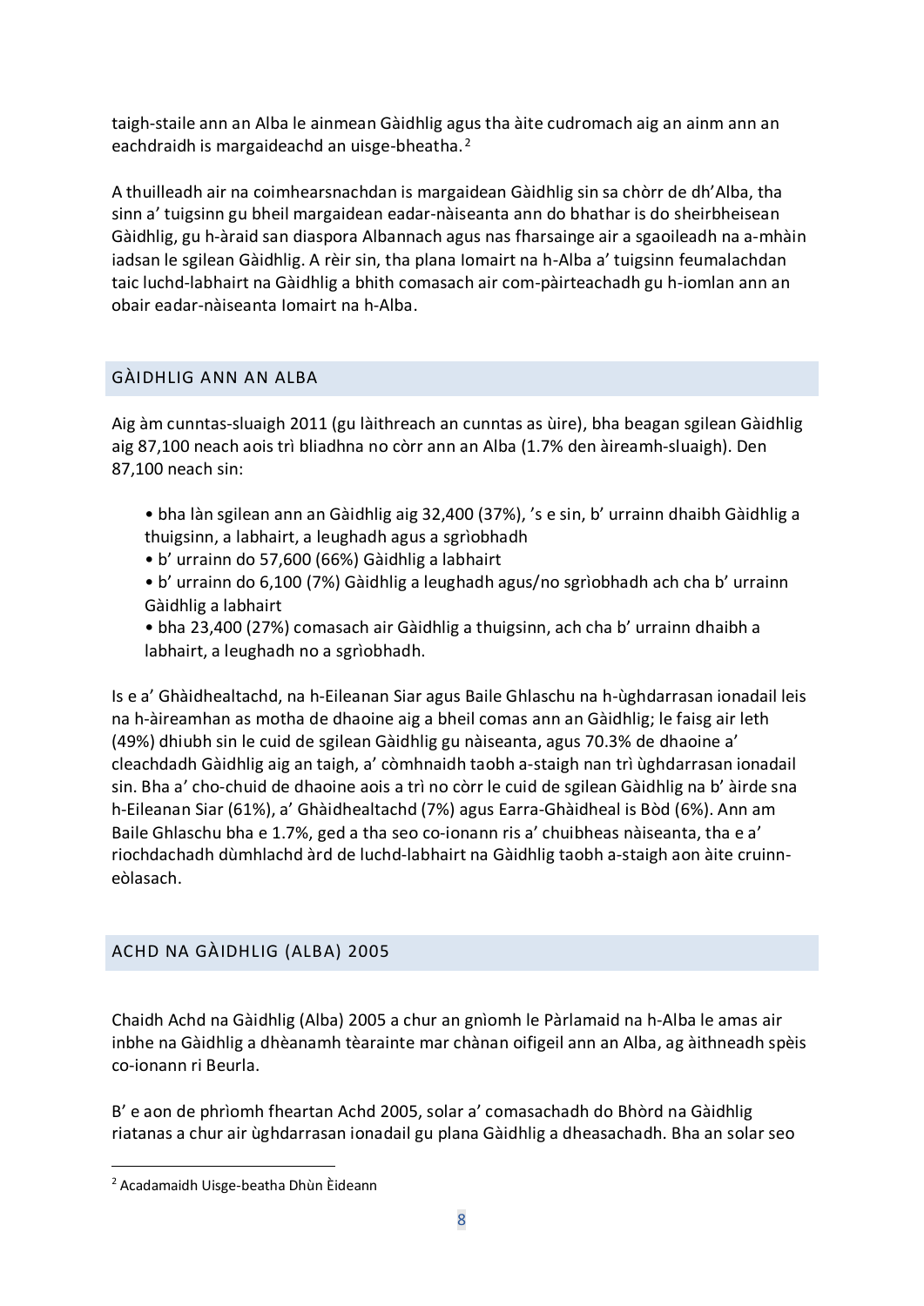taigh-staile ann an Alba le ainmean Gàidhlig agus tha àite cudromach aig an ainm ann an eachdraidh is margaideachd an uisge-bheatha.[2]

A thuilleadh air na coimhearsnachdan is margaidean Gàidhlig sin sa chòrr de dh'Alba, tha sinn a' tuigsinn gu bheil margaidean eadar-nàiseanta ann do bhathar is do sheirbheisean Gàidhlig, gu h-àraid san diaspora Albannach agus nas fharsainge air a sgaoileadh na a-mhàin iadsan le sgilean Gàidhlig. A rèir sin, tha plana Iomairt na h-Alba a' tuigsinn feumalachdan taic luchd-labhairt na Gàidhlig a bhith comasach air com-pàirteachadh gu h-iomlan ann an obair eadar-nàiseanta Iomairt na h-Alba.

## GÀIDHLIG ANN AN ALBA

Aig àm cunntas-sluaigh 2011 (gu làithreach an cunntas as ùire), bha beagan sgilean Gàidhlig aig 87,100 neach aois trì bliadhna no còrr ann an Alba (1.7% den àireamh-sluaigh). Den 87,100 neach sin:

- bha làn sgilean ann an Gàidhlig aig 32,400 (37%), 's e sin, b' urrainn dhaibh Gàidhlig a thuigsinn, a labhairt, a leughadh agus a sgrìobhadh
- b' urrainn do 57,600 (66%) Gàidhlig a labhairt
- b' urrainn do 6,100 (7%) Gàidhlig a leughadh agus/no sgrìobhadh ach cha b' urrainn Gàidhlig a labhairt
- bha 23,400 (27%) comasach air Gàidhlig a thuigsinn, ach cha b' urrainn dhaibh a labhairt, a leughadh no a sgrìobhadh.

Is e a' Ghàidhealtachd, na h-Eileanan Siar agus Baile Ghlaschu na h-ùghdarrasan ionadail leis na h-àireamhan as motha de dhaoine aig a bheil comas ann an Gàidhlig; le faisg air leth (49%) dhiubh sin le cuid de sgilean Gàidhlig gu nàiseanta, agus 70.3% de dhaoine a' cleachdadh Gàidhlig aig an taigh, a' còmhnaidh taobh a-staigh nan trì ùghdarrasan ionadail sin. Bha a' cho-chuid de dhaoine aois a trì no còrr le cuid de sgilean Gàidhlig na b' àirde sna h-Eileanan Siar (61%), a' Ghàidhealtachd (7%) agus Earra-Ghàidheal is Bòd (6%). Ann am Baile Ghlaschu bha e 1.7%, ged a tha seo co-ionann ris a' chuibheas nàiseanta, tha e a' riochdachadh dùmhlachd àrd de luchd-labhairt na Gàidhlig taobh a-staigh aon àite cruinn-eòlasach.

## ACHD NA GÀIDHLIG (ALBA) 2005

Chaidh Achd na Gàidhlig (Alba) 2005 a chur an gnìomh le Pàrlamaid na h-Alba le amas air inbhe na Gàidhlig a dhèanamh tèarainte mar chànan oifigeil ann an Alba, ag àithneadh spèis co-ionann ri Beurla.

B' e aon de phrìomh fheartan Achd 2005, solar a' comasachadh do Bhòrd na Gàidhlig riatanas a chur air ùghdarrasan ionadail gu plana Gàidhlig a dheasachadh. Bha an solar seo

[2] Acadamaidh Uisge-beatha Dhùn Èideann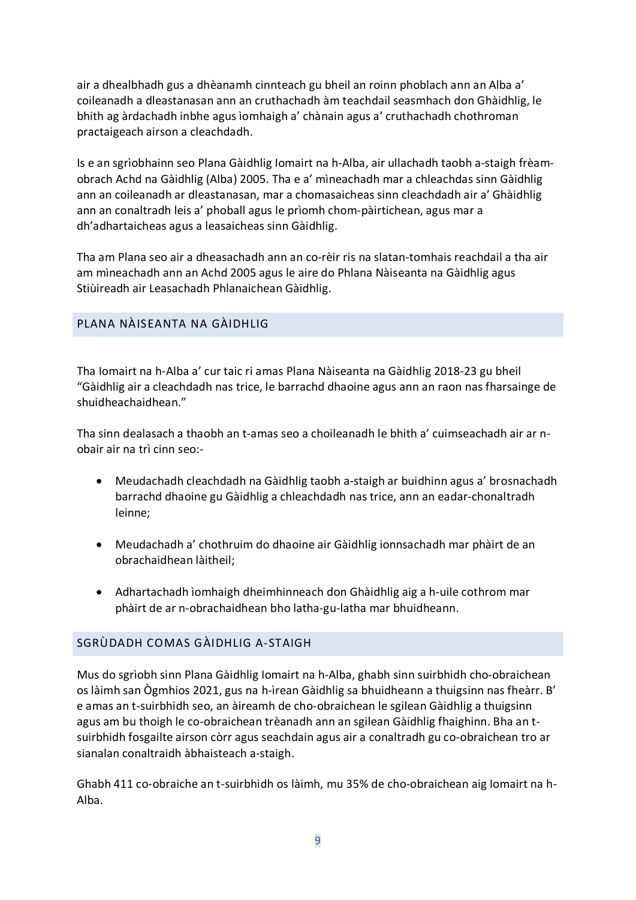air a dhealbhadh gus a dhèanamh cinnteach gu bheil an roinn phoblach ann an Alba a' coileanadh a dleastanasan ann an cruthachadh àm teachdail seasmhach don Ghàidhlig, le bhith ag àrdachadh inbhe agus ìomhaigh a' chànain agus a' cruthachadh chothroman practaigeach airson a cleachdadh.

Is e an sgrìobhainn seo Plana Gàidhlig Iomairt na h-Alba, air ullachadh taobh a-staigh frèam-obrach Achd na Gàidhlig (Alba) 2005. Tha e a' mìneachadh mar a chleachdas sinn Gàidhlig ann an coileanadh ar dleastanasan, mar a chomasaicheas sinn cleachdadh air a' Ghàidhlig ann an conaltradh leis a' phoball agus le prìomh chom-pàirtichean, agus mar a dh'adhartaicheas agus a leasaicheas sinn Gàidhlig.

Tha am Plana seo air a dheasachadh ann an co-rèir ris na slatan-tomhais reachdail a tha air am mìneachadh ann an Achd 2005 agus le aire do Phlana Nàiseanta na Gàidhlig agus Stiùireadh air Leasachadh Phlanaichean Gàidhlig.

## PLANA NÀISEANTA NA GÀIDHLIG

Tha Iomairt na h-Alba a' cur taic ri amas Plana Nàiseanta na Gàidhlig 2018-23 gu bheil "Gàidhlig air a cleachdadh nas trice, le barrachd dhaoine agus ann an raon nas fharsainge de shuidheachaidhean."

Tha sinn dealasach a thaobh an t-amas seo a choileanadh le bhith a' cuimseachadh air ar n-obair air na trì cinn seo:-

- Meudachadh cleachdadh na Gàidhlig taobh a-staigh ar buidhinn agus a' brosnachadh barrachd dhaoine gu Gàidhlig a chleachdadh nas trice, ann an eadar-chonaltradh leinne;
- Meudachadh a' chothruim do dhaoine air Gàidhlig ionnsachadh mar phàirt de an obrachaidhean làitheil;
- Adhartachadh ìomhaigh dheimhinneach don Ghàidhlig aig a h-uile cothrom mar phàirt de ar n-obrachaidhean bho latha-gu-latha mar bhuidheann.

## SGRÙDADH COMAS GÀIDHLIG A-STAIGH

Mus do sgrìobh sinn Plana Gàidhlig Iomairt na h-Alba, ghabh sinn suirbhidh cho-obraichean os làimh san Ògmhios 2021, gus na h-ìrean Gàidhlig sa bhuidheann a thuigsinn nas fheàrr. B' e amas an t-suirbhidh seo, an àireamh de cho-obraichean le sgilean Gàidhlig a thuigsinn agus am bu thoigh le co-obraichean trèanadh ann an sgilean Gàidhlig fhaighinn. Bha an t-suirbhidh fosgailte airson còrr agus seachdain agus air a conaltradh gu co-obraichean tro ar sianalan conaltraidh àbhaisteach a-staigh.

Ghabh 411 co-obraiche an t-suirbhidh os làimh, mu 35% de cho-obraichean aig Iomairt na h-Alba.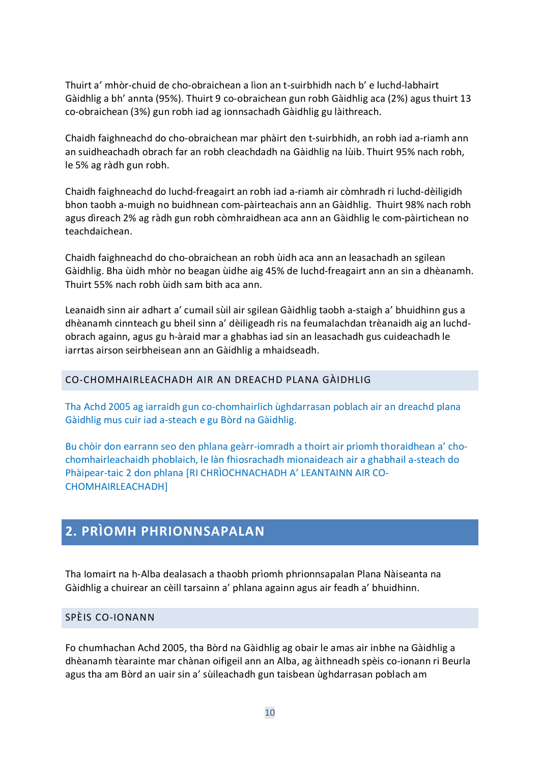Thuirt a' mhòr-chuid de cho-obraichean a lìon an t-suirbhidh nach b' e luchd-labhairt Gàidhlig a bh' annta (95%). Thuirt 9 co-obraichean gun robh Gàidhlig aca (2%) agus thuirt 13 co-obraichean (3%) gun robh iad ag ionnsachadh Gàidhlig gu làithreach.

Chaidh faighneachd do cho-obraichean mar phàirt den t-suirbhidh, an robh iad a-riamh ann an suidheachadh obrach far an robh cleachdadh na Gàidhlig na lùib. Thuirt 95% nach robh, le 5% ag ràdh gun robh.

Chaidh faighneachd do luchd-freagairt an robh iad a-riamh air còmhradh ri luchd-dèiligidh bhon taobh a-muigh no buidhnean com-pàirteachais ann an Gàidhlig. Thuirt 98% nach robh agus dìreach 2% ag ràdh gun robh còmhraidhean aca ann an Gàidhlig le com-pàirtichean no teachdaichean.

Chaidh faighneachd do cho-obraichean an robh ùidh aca ann an leasachadh an sgilean Gàidhlig. Bha ùidh mhòr no beagan ùidhe aig 45% de luchd-freagairt ann an sin a dhèanamh. Thuirt 55% nach robh ùidh sam bith aca ann.

Leanaidh sinn air adhart a' cumail sùil air sgilean Gàidhlig taobh a-staigh a' bhuidhinn gus a dhèanamh cinnteach gu bheil sinn a' dèiligeadh ris na feumalachdan trèanaidh aig an luchd-obrach againn, agus gu h-àraid mar a ghabhas iad sin an leasachadh gus cuideachadh le iarrtas airson seirbheisean ann an Gàidhlig a mhaidseadh.

### CO-CHOMHAIRLEACHADH AIR AN DREACHD PLANA GÀIDHLIG

Tha Achd 2005 ag iarraidh gun co-chomhairlich ùghdarrasan poblach air an dreachd plana Gàidhlig mus cuir iad a-steach e gu Bòrd na Gàidhlig.

Bu chòir don earrann seo den phlana geàrr-iomradh a thoirt air prìomh thoraidhean a' co-chomhairleachaidh phoblaich, le làn fhiosrachadh mionaideach air a ghabhail a-steach do Phàipear-taic 2 don phlana [RI CHRÌOCHNACHADH A' LEANTAINN AIR CO-CHOMHAIRLEACHADH]

## 2. PRÌOMH PHRIONNSAPALAN

Tha Iomairt na h-Alba dealasach a thaobh prìomh phrionnsapalan Plana Nàiseanta na Gàidhlig a chuirear an cèill tarsainn a' phlana againn agus air feadh a' bhuidhinn.

### SPÈIS CO-IONANN

Fo chumhachan Achd 2005, tha Bòrd na Gàidhlig ag obair le amas air inbhe na Gàidhlig a dhèanamh tèarainte mar chànan oifigeil ann an Alba, ag àithneadh spèis co-ionann ri Beurla agus tha am Bòrd an uair sin a' sùileachadh gun taisbean ùghdarrasan poblach am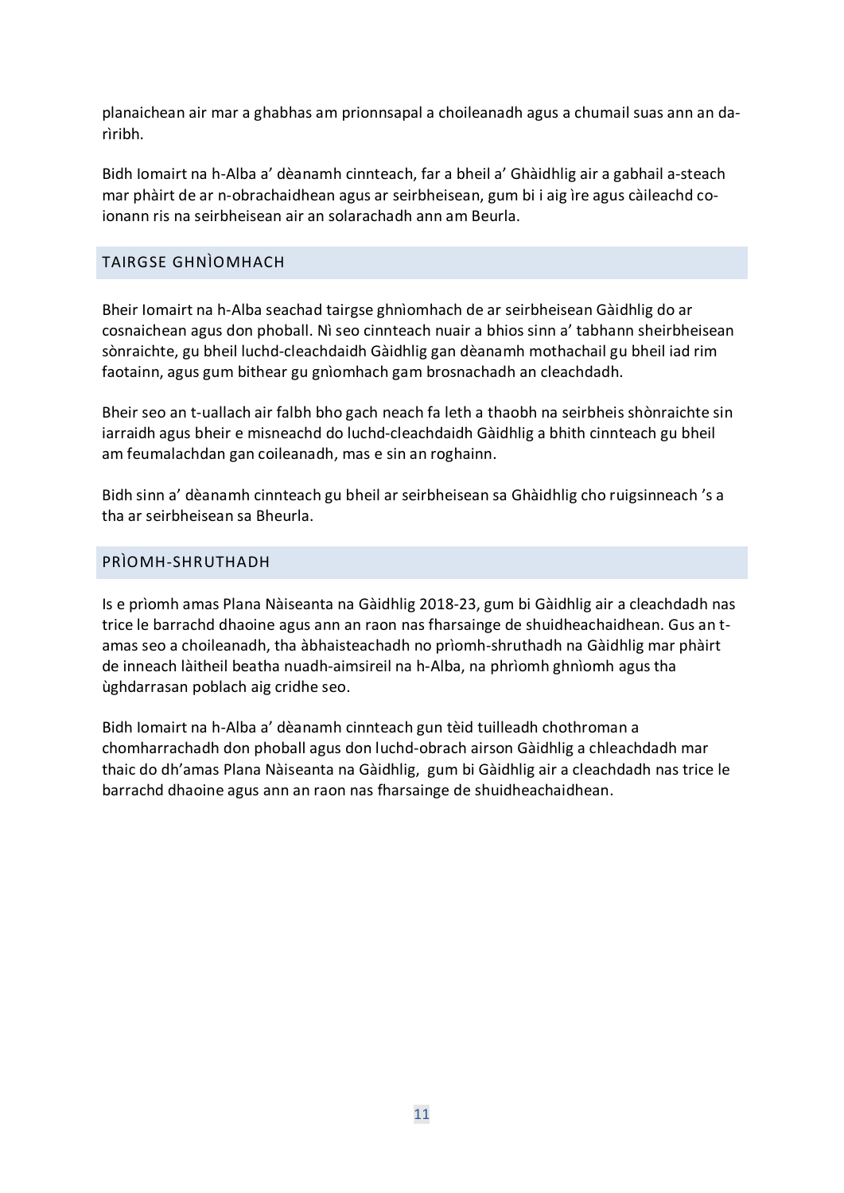planaichean air mar a ghabhas am prionnsapal a choileanadh agus a chumail suas ann an da-rìribh.

Bidh Iomairt na h-Alba a' dèanamh cinnteach, far a bheil a' Ghàidhlig air a gabhail a-steach mar phàirt de ar n-obrachaidhean agus ar seirbheisean, gum bi i aig ìre agus càileachd co-ionann ris na seirbheisean air an solarachadh ann am Beurla.

## TAIRGSE GHNÌOMHACH

Bheir Iomairt na h-Alba seachad tairgse ghnìomhach de ar seirbheisean Gàidhlig do ar cosnaichean agus don phoball. Nì seo cinnteach nuair a bhios sinn a' tabhann sheirbheisean sònraichte, gu bheil luchd-cleachdaidh Gàidhlig gan dèanamh mothachail gu bheil iad rim faotainn, agus gum bithear gu gnìomhach gam brosnachadh an cleachdadh.

Bheir seo an t-uallach air falbh bho gach neach fa leth a thaobh na seirbheis shònraichte sin iarraidh agus bheir e misneachd do luchd-cleachdaidh Gàidhlig a bhith cinnteach gu bheil am feumalachdan gan coileanadh, mas e sin an roghainn.

Bidh sinn a' dèanamh cinnteach gu bheil ar seirbheisean sa Ghàidhlig cho ruigsinneach 's a tha ar seirbheisean sa Bheurla.

## PRÌOMH-SHRUTHADH

Is e prìomh amas Plana Nàiseanta na Gàidhlig 2018-23, gum bi Gàidhlig air a cleachdadh nas trice le barrachd dhaoine agus ann an raon nas fharsainge de shuidheachaidhean. Gus an t-amas seo a choileanadh, tha àbhaisteachadh no prìomh-shruthadh na Gàidhlig mar phàirt de inneach làitheil beatha nuadh-aimsireil na h-Alba, na phrìomh ghnìomh agus tha ùghdarrasan poblach aig cridhe seo.

Bidh Iomairt na h-Alba a' dèanamh cinnteach gun tèid tuilleadh chothroman a chomharrachadh don phoball agus don luchd-obrach airson Gàidhlig a chleachdadh mar thaic do dh'amas Plana Nàiseanta na Gàidhlig, gum bi Gàidhlig air a cleachdadh nas trice le barrachd dhaoine agus ann an raon nas fharsainge de shuidheachaidhean.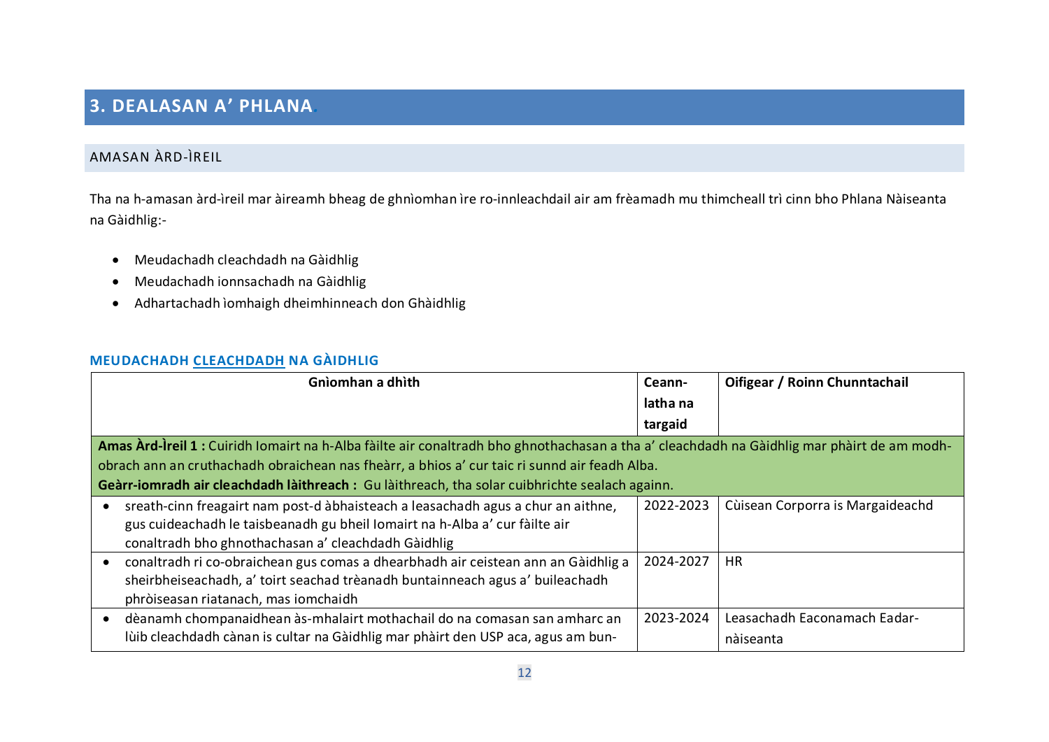## 3. DEALASAN A' PHLANA

### AMASAN ÀRD-ÌREIL

Tha na h-amasan àrd-ìreil mar àireamh bheag de ghnìomhan ìre ro-innleachdail air am frèamadh mu thimcheall trì cinn bho Phlana Nàiseanta na Gàidhlig:-

- Meudachadh cleachdadh na Gàidhlig
- Meudachadh ionnsachadh na Gàidhlig
- Adhartachadh ìomhaigh dheimhinneach don Ghàidhlig

### MEUDACHADH CLEACHDADH NA GÀIDHLIG

| Gnìomhan a dhìth | Ceann-latha na targaid | Oifigear / Roinn Chunntachail |
|---|---|---|
| **Amas Àrd-Ìreil 1 :** Cuiridh Iomairt na h-Alba fàilte air conaltradh bho ghnothachasan a tha a' cleachdadh na Gàidhlig mar phàirt de am modh-obrach ann an cruthachadh obraichean nas fheàrr, a bhios a' cur taic ri sunnd air feadh Alba. **Geàrr-iomradh air cleachdadh làithreach :** Gu làithreach, tha solar cuibhrichte sealach againn. | | |
| • sreath-cinn freagairt nam post-d àbhaisteach a leasachadh agus a chur an aithne, gus cuideachadh le taisbeanadh gu bheil Iomairt na h-Alba a' cur fàilte air conaltradh bho ghnothachasan a' cleachdadh Gàidhlig | 2022-2023 | Cùisean Corporra is Margaideachd |
| • conaltradh ri co-obraichean gus comas a dhearbhadh air ceistean ann an Gàidhlig a sheirbheiseachadh, a' toirt seachad trèanadh buntainneach agus a' buileachadh phròiseasan riatanach, mas iomchaidh | 2024-2027 | HR |
| • dèanamh chompanaidhean às-mhalairt mothachail do na comasan san amharc an lùib cleachdadh cànan is cultar na Gàidhlig mar phàirt den USP aca, agus am bun- | 2023-2024 | Leasachadh Eaconamach Eadar-nàiseanta |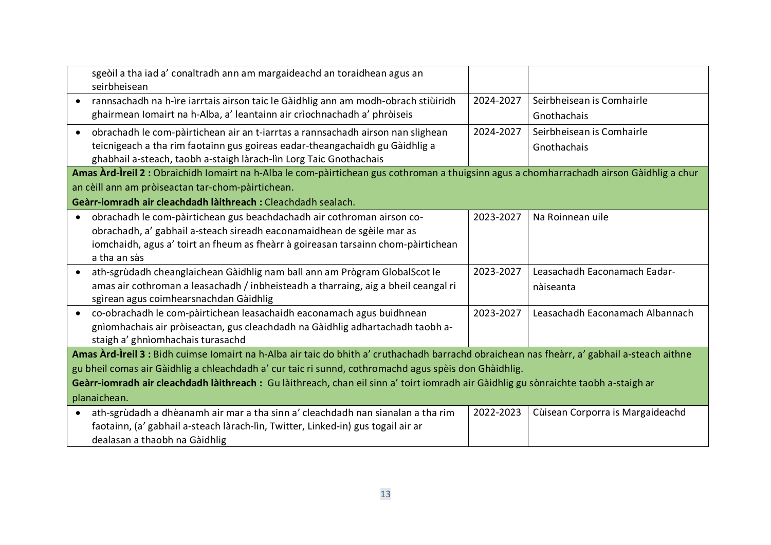| | | |
|---|---|---|
| sgeòil a tha iad a' conaltradh ann am margaideachd an toraidhean agus an seirbheisean | | |
| • rannsachadh na h-ìre iarrtais airson taic le Gàidhlig ann am modh-obrach stiùiridh ghairmean Iomairt na h-Alba, a' leantainn air crìochnachadh a' phròiseis | 2024-2027 | Seirbheisean is Comhairle Gnothachais |
| • obrachadh le com-pàirtichean air an t-iarrtas a rannsachadh airson nan slighean teicnigeach a tha rim faotainn gus goireas eadar-theangachaidh gu Gàidhlig a ghabhail a-steach, taobh a-staigh làrach-lìn Lorg Taic Gnothachais | 2024-2027 | Seirbheisean is Comhairle Gnothachais |
| **Amas Àrd-Ìreil 2 :** Obraichidh Iomairt na h-Alba le com-pàirtichean gus cothroman a thuigsinn agus a chomharrachadh airson Gàidhlig a chur an cèill ann am pròiseactan tar-chom-pàirtichean.<br>**Geàrr-iomradh air cleachdadh làithreach :** Cleachdadh sealach. | | |
| • obrachadh le com-pàirtichean gus beachdachadh air cothroman airson co-obrachadh, a' gabhail a-steach sireadh eaconamaidhean de sgèile mar as iomchaidh, agus a' toirt an fheum as fheàrr à goireasan tarsainn chom-pàirtichean a tha an sàs | 2023-2027 | Na Roinnean uile |
| • ath-sgrùdadh cheanglaichean Gàidhlig nam ball ann am Prògram GlobalScot le amas air cothroman a leasachadh / inbheisteadh a tharraing, aig a bheil ceangal ri sgìrean agus coimhearsnachdan Gàidhlig | 2023-2027 | Leasachadh Eaconamach Eadar-nàiseanta |
| • co-obrachadh le com-pàirtichean leasachaidh eaconamach agus buidhnean gnìomhachais air pròiseactan, gus cleachdadh na Gàidhlig adhartachadh taobh a-staigh a' ghnìomhachais turasachd | 2023-2027 | Leasachadh Eaconamach Albannach |
| **Amas Àrd-Ìreil 3 :** Bidh cuimse Iomairt na h-Alba air taic do bhith a' cruthachadh barrachd obraichean nas fheàrr, a' gabhail a-steach aithne gu bheil comas air Gàidhlig a chleachdadh a' cur taic ri sunnd, cothromachd agus spèis don Ghàidhlig.<br>**Geàrr-iomradh air cleachdadh làithreach :** Gu làithreach, chan eil sinn a' toirt iomradh air Gàidhlig gu sònraichte taobh a-staigh ar planaichean. | | |
| • ath-sgrùdadh a dhèanamh air mar a tha sinn a' cleachdadh nan sianalan a tha rim faotainn, (a' gabhail a-steach làrach-lìn, Twitter, Linked-in) gus togail air ar dealasan a thaobh na Gàidhlig | 2022-2023 | Cùisean Corporra is Margaideachd |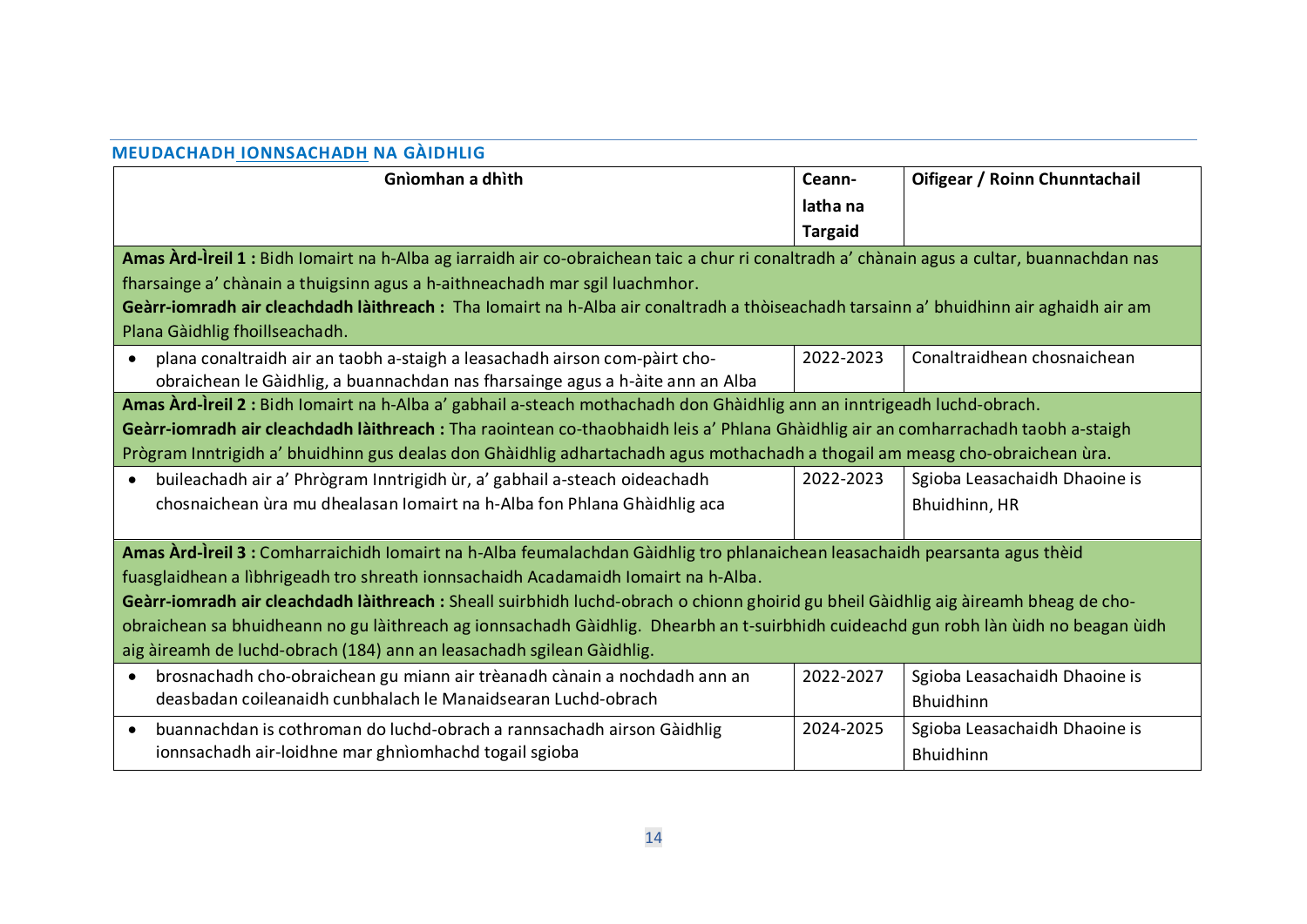## MEUDACHADH IONNSACHADH NA GÀIDHLIG

| Gnìomhan a dhìth | Ceann-latha na Targaid | Oifigear / Roinn Chunntachail |
|---|---|---|
| **Amas Àrd-Ìreil 1 :** Bidh Iomairt na h-Alba ag iarraidh air co-obraichean taic a chur ri conaltradh a' chànain agus a cultar, buannachdan nas fharsainge a' chànain a thuigsinn agus a h-aithneachadh mar sgil luachmhor. **Geàrr-iomradh air cleachdadh làithreach :** Tha Iomairt na h-Alba air conaltradh a thòiseachadh tarsainn a' bhuidhinn air aghaidh air am Plana Gàidhlig fhoillseachadh. | | |
| • plana conaltraidh air an taobh a-staigh a leasachadh airson com-pàirt cho-obraichean le Gàidhlig, a buannachdan nas fharsainge agus a h-àite ann an Alba | 2022-2023 | Conaltraidhean chosnaichean |
| **Amas Àrd-Ìreil 2 :** Bidh Iomairt na h-Alba a' gabhail a-steach mothachadh don Ghàidhlig ann an inntrigeadh luchd-obrach. **Geàrr-iomradh air cleachdadh làithreach :** Tha raointean co-thaobhaidh leis a' Phlana Ghàidhlig air an comharrachadh taobh a-staigh Prògram Inntrigidh a' bhuidhinn gus dealas don Ghàidhlig adhartachadh agus mothachadh a thogail am measg cho-obraichean ùra. | | |
| • buileachadh air a' Phrògram Inntrigidh ùr, a' gabhail a-steach oideachadh chosnaichean ùra mu dhealasan Iomairt na h-Alba fon Phlana Ghàidhlig aca | 2022-2023 | Sgioba Leasachaidh Dhaoine is Bhuidhinn, HR |
| **Amas Àrd-Ìreil 3 :** Comharraichidh Iomairt na h-Alba feumalachdan Gàidhlig tro phlanaichean leasachaidh pearsanta agus thèid fuasglaidhean a lìbhrigeadh tro shreath ionnsachaidh Acadamaidh Iomairt na h-Alba. **Geàrr-iomradh air cleachdadh làithreach :** Sheall suirbhidh luchd-obrach o chionn ghoirid gu bheil Gàidhlig aig àireamh bheag de cho-obraichean sa bhuidheann no gu làithreach ag ionnsachadh Gàidhlig. Dhearbh an t-suirbhidh cuideachd gun robh làn ùidh no beagan ùidh aig àireamh de luchd-obrach (184) ann an leasachadh sgilean Gàidhlig. | | |
| • brosnachadh cho-obraichean gu miann air trèanadh cànain a nochdadh ann an deasbadan coileanaidh cunbhalach le Manaidsearan Luchd-obrach | 2022-2027 | Sgioba Leasachaidh Dhaoine is Bhuidhinn |
| • buannachdan is cothroman do luchd-obrach a rannsachadh airson Gàidhlig ionnsachadh air-loidhne mar ghnìomhachd togail sgioba | 2024-2025 | Sgioba Leasachaidh Dhaoine is Bhuidhinn |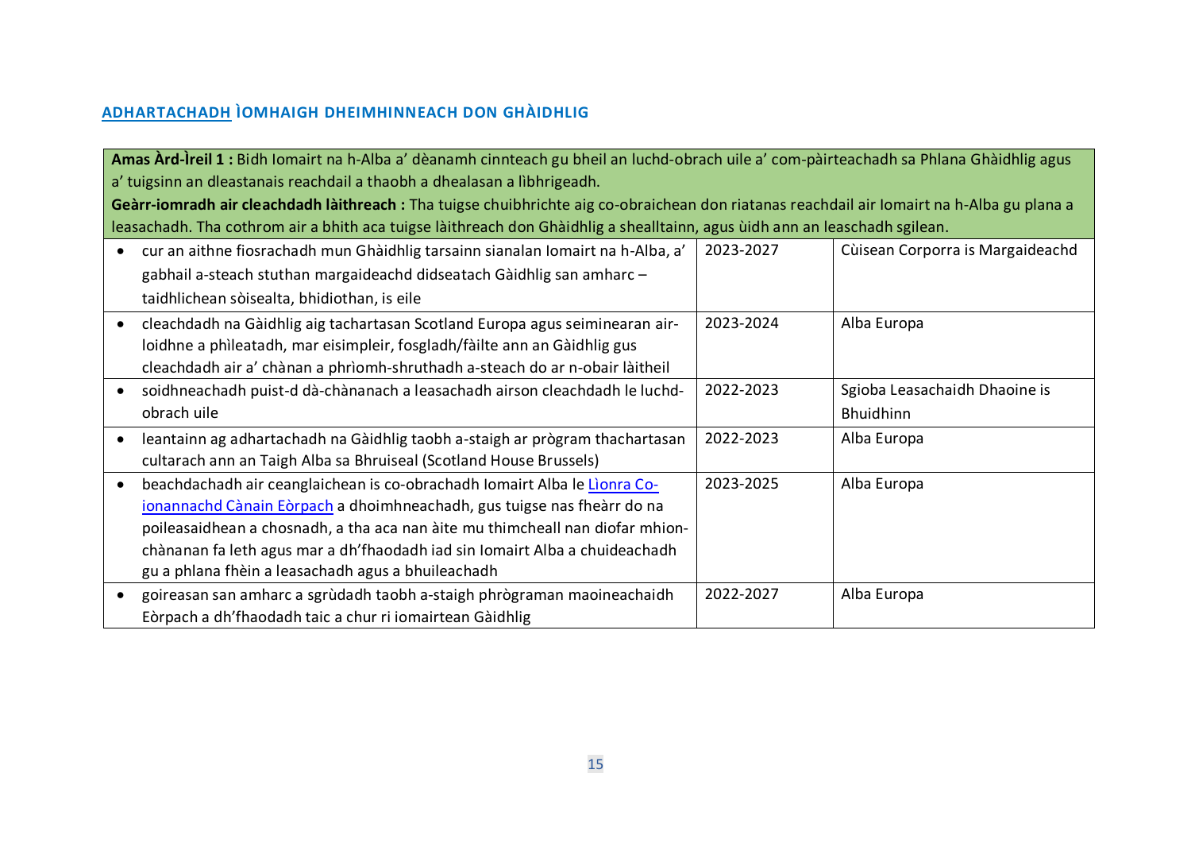## ADHARTACHADH ÌOMHAIGH DHEIMHINNEACH DON GHÀIDHLIG

| **Amas Àrd-Ìreil 1 :** Bidh Iomairt na h-Alba a' dèanamh cinnteach gu bheil an luchd-obrach uile a' com-pàirteachadh sa Phlana Ghàidhlig agus a' tuigsinn an dleastanais reachdail a thaobh a dhealasan a lìbhrigeadh.<br>**Geàrr-iomradh air cleachdadh làithreach :** Tha tuigse chuibhrichte aig co-obraichean don riatanas reachdail air Iomairt na h-Alba gu plana a leasachadh. Tha cothrom air a bhith aca tuigse làithreach don Ghàidhlig a shealltainn, agus ùidh ann an leaschadh sgilean. | | |
|---|---|---|
| • cur an aithne fiosrachadh mun Ghàidhlig tarsainn sianalan Iomairt na h-Alba, a' gabhail a-steach stuthan margaideachd didseatach Gàidhlig san amharc – taidhlichean sòisealta, bhidiothan, is eile | 2023-2027 | Cùisean Corporra is Margaideachd |
| • cleachdadh na Gàidhlig aig tachartasan Scotland Europa agus seiminearan air-loidhne a phìleatadh, mar eisimpleir, fosgladh/fàilte ann an Gàidhlig gus cleachdadh air a' chànan a phrìomh-shruthadh a-steach do ar n-obair làitheil | 2023-2024 | Alba Europa |
| • soidhneachadh puist-d dà-chànanach a leasachadh airson cleachdadh le luchd-obrach uile | 2022-2023 | Sgioba Leasachaidh Dhaoine is Bhuidhinn |
| • leantainn ag adhartachadh na Gàidhlig taobh a-staigh ar prògram thachartasan cultarach ann an Taigh Alba sa Bhruiseal (Scotland House Brussels) | 2022-2023 | Alba Europa |
| • beachdachadh air ceanglaichean is co-obrachadh Iomairt Alba le Lìonra Co-ionannachd Cànain Eòrpach a dhoimhneachadh, gus tuigse nas fheàrr do na poileasaidhean a chosnadh, a tha aca nan àite mu thimcheall nan diofar mhion-chànanan fa leth agus mar a dh'fhaodadh iad sin Iomairt Alba a chuideachadh gu a phlana fhèin a leasachadh agus a bhuileachadh | 2023-2025 | Alba Europa |
| • goireasan san amharc a sgrùdadh taobh a-staigh phrògraman maoineachaidh Eòrpach a dh'fhaodadh taic a chur ri iomairtean Gàidhlig | 2022-2027 | Alba Europa |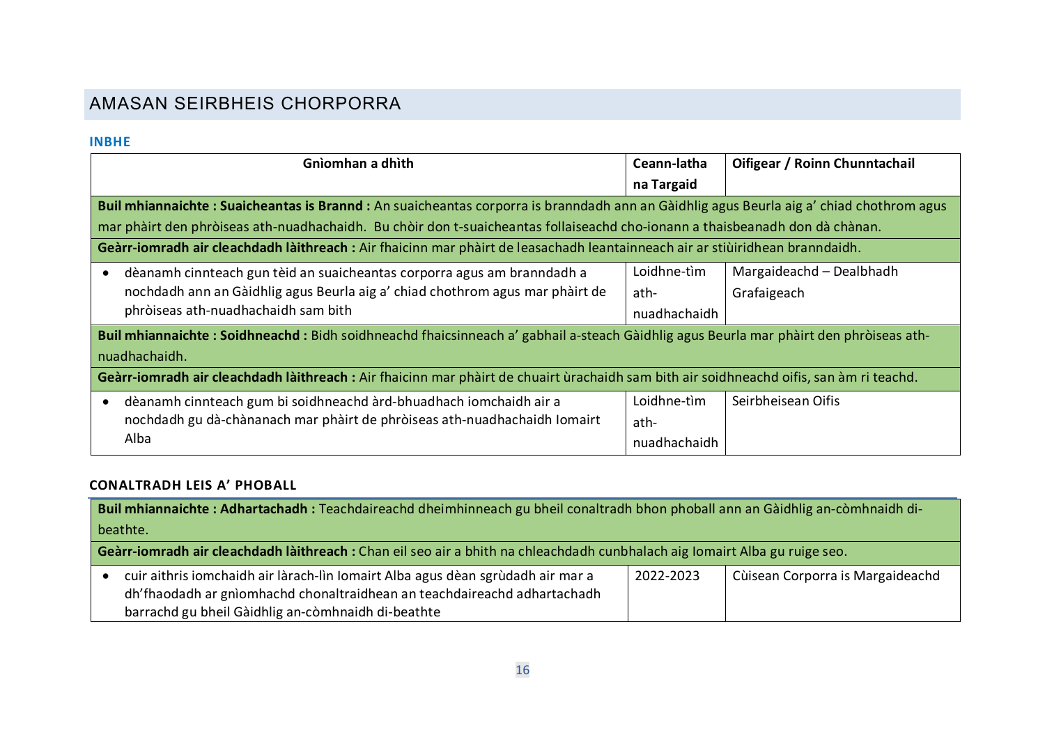## AMASAN SEIRBHEIS CHORPORRA

### INBHE

| Gnìomhan a dhìth | Ceann-latha na Targaid | Oifigear / Roinn Chunntachail |
|---|---|---|
| **Buil mhiannaichte : Suaicheantas is Brannd :** An suaicheantas corporra is branndadh ann an Gàidhlig agus Beurla aig a' chiad chothrom agus mar phàirt den phròiseas ath-nuadhachaidh. Bu chòir don t-suaicheantas follaiseachd cho-ionann a thaisbeanadh don dà chànan. | | |
| **Geàrr-iomradh air cleachdadh làithreach :** Air fhaicinn mar phàirt de leasachadh leantainneach air ar stiùiridhean branndaidh. | | |
| • dèanamh cinnteach gun tèid an suaicheantas corporra agus am branndadh a nochdadh ann an Gàidhlig agus Beurla aig a' chiad chothrom agus mar phàirt de phròiseas ath-nuadhachaidh sam bith | Loidhne-tìm ath-nuadhachaidh | Margaideachd – Dealbhadh Grafaigeach |
| **Buil mhiannaichte : Soidhneachd :** Bidh soidhneachd fhaicsinneach a' gabhail a-steach Gàidhlig agus Beurla mar phàirt den phròiseas ath-nuadhachaidh. | | |
| **Geàrr-iomradh air cleachdadh làithreach :** Air fhaicinn mar phàirt de chuairt ùrachaidh sam bith air soidhneachd oifis, san àm ri teachd. | | |
| • dèanamh cinnteach gum bi soidhneachd àrd-bhuadhach iomchaidh air a nochdadh gu dà-chànanach mar phàirt de phròiseas ath-nuadhachaidh Iomairt Alba | Loidhne-tìm ath-nuadhachaidh | Seirbheisean Oifis |

### CONALTRADH LEIS A' PHOBALL

| | | |
|---|---|---|
| **Buil mhiannaichte : Adhartachadh :** Teachdaireachd dheimhinneach gu bheil conaltradh bhon phoball ann an Gàidhlig an-còmhnaidh di-beathte. | | |
| **Geàrr-iomradh air cleachdadh làithreach :** Chan eil seo air a bhith na chleachdadh cunbhalach aig Iomairt Alba gu ruige seo. | | |
| • cuir aithris iomchaidh air làrach-lìn Iomairt Alba agus dèan sgrùdadh air mar a dh'fhaodadh ar gnìomhachd chonaltraidhean an teachdaireachd adhartachadh barrachd gu bheil Gàidhlig an-còmhnaidh di-beathte | 2022-2023 | Cùisean Corporra is Margaideachd |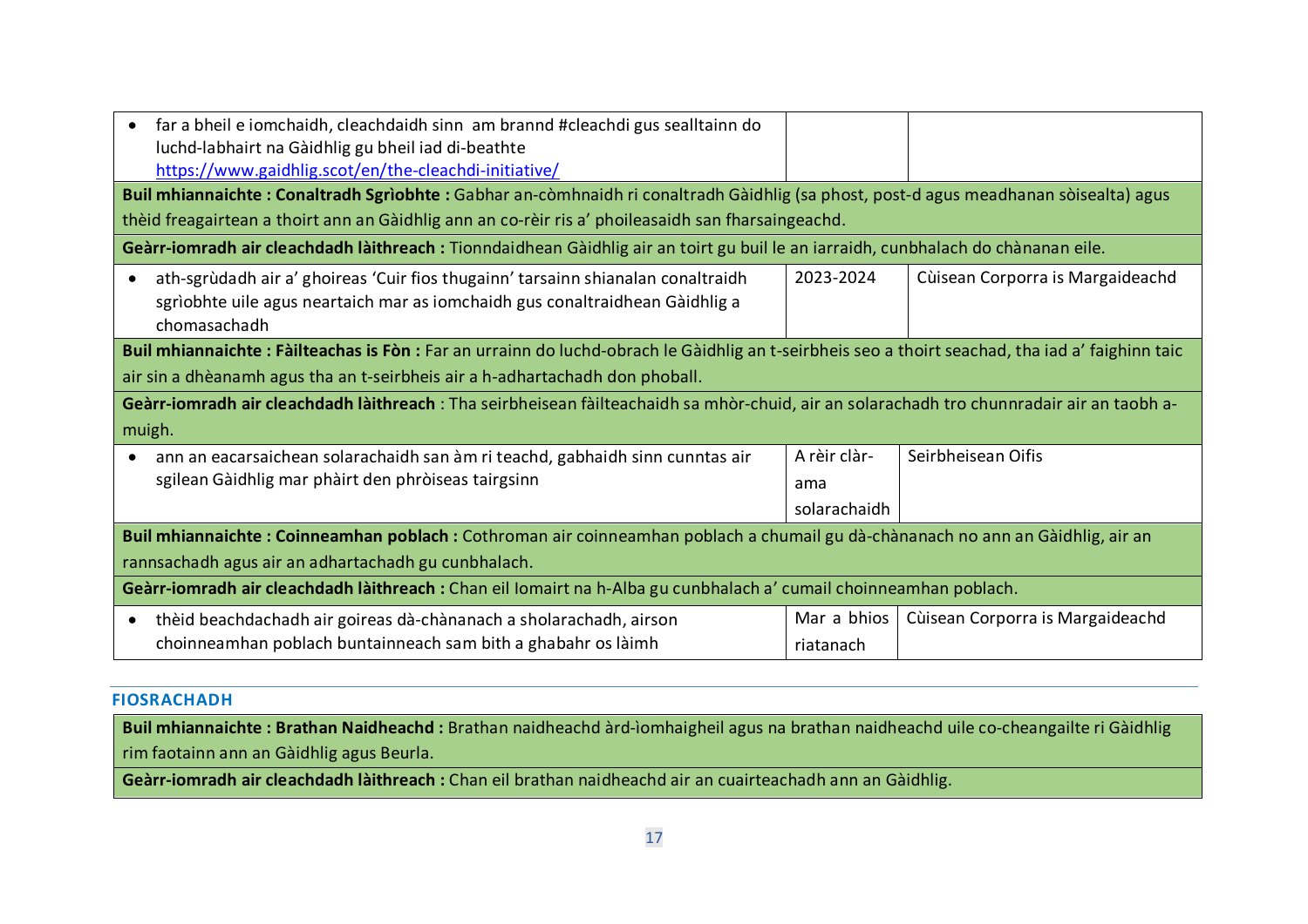| | | |
|---|---|---|
| • far a bheil e iomchaidh, cleachdaidh sinn am brannd #cleachdi gus sealltainn do luchd-labhairt na Gàidhlig gu bheil iad di-beathte https://www.gaidhlig.scot/en/the-cleachdi-initiative/ | | |
| **Buil mhiannaichte : Conaltradh Sgrìobhte :** Gabhar an-còmhnaidh ri conaltradh Gàidhlig (sa phost, post-d agus meadhanan sòisealta) agus thèid freagairtean a thoirt ann an Gàidhlig ann an co-rèir ris a' phoileasaidh san fharsaingeachd. | | |
| **Geàrr-iomradh air cleachdadh làithreach :** Tionndaidhean Gàidhlig air an toirt gu buil le an iarraidh, cunbhalach do chànanan eile. | | |
| • ath-sgrùdadh air a' ghoireas 'Cuir fios thugainn' tarsainn shianalan conaltraidh sgrìobhte uile agus neartaich mar as iomchaidh gus conaltraidhean Gàidhlig a chomasachadh | 2023-2024 | Cùisean Corporra is Margaideachd |
| **Buil mhiannaichte : Fàilteachas is Fòn :** Far an urrainn do luchd-obrach le Gàidhlig an t-seirbheis seo a thoirt seachad, tha iad a' faighinn taic air sin a dhèanamh agus tha an t-seirbheis air a h-adhartachadh don phoball. | | |
| **Geàrr-iomradh air cleachdadh làithreach** : Tha seirbheisean fàilteachaidh sa mhòr-chuid, air an solarachadh tro chunnradair air an taobh a-muigh. | | |
| • ann an eacarsaichean solarachaidh san àm ri teachd, gabhaidh sinn cunntas air sgilean Gàidhlig mar phàirt den phròiseas tairgsinn | A rèir clàr-ama solarachaidh | Seirbheisean Oifis |
| **Buil mhiannaichte : Coinneamhan poblach :** Cothroman air coinneamhan poblach a chumail gu dà-chànanach no ann an Gàidhlig, air an rannsachadh agus air an adhartachadh gu cunbhalach. | | |
| **Geàrr-iomradh air cleachdadh làithreach :** Chan eil Iomairt na h-Alba gu cunbhalach a' cumail choinneamhan poblach. | | |
| • thèid beachdachadh air goireas dà-chànanach a sholarachadh, airson choinneamhan poblach buntainneach sam bith a ghabhar os làimh | Mar a bhios riatanach | Cùisean Corporra is Margaideachd |

## FIOSRACHADH

| |
|---|
| **Buil mhiannaichte : Brathan Naidheachd :** Brathan naidheachd àrd-ìomhaigheil agus na brathan naidheachd uile co-cheangailte ri Gàidhlig rim faotainn ann an Gàidhlig agus Beurla. |
| **Geàrr-iomradh air cleachdadh làithreach :** Chan eil brathan naidheachd air an cuairteachadh ann an Gàidhlig. |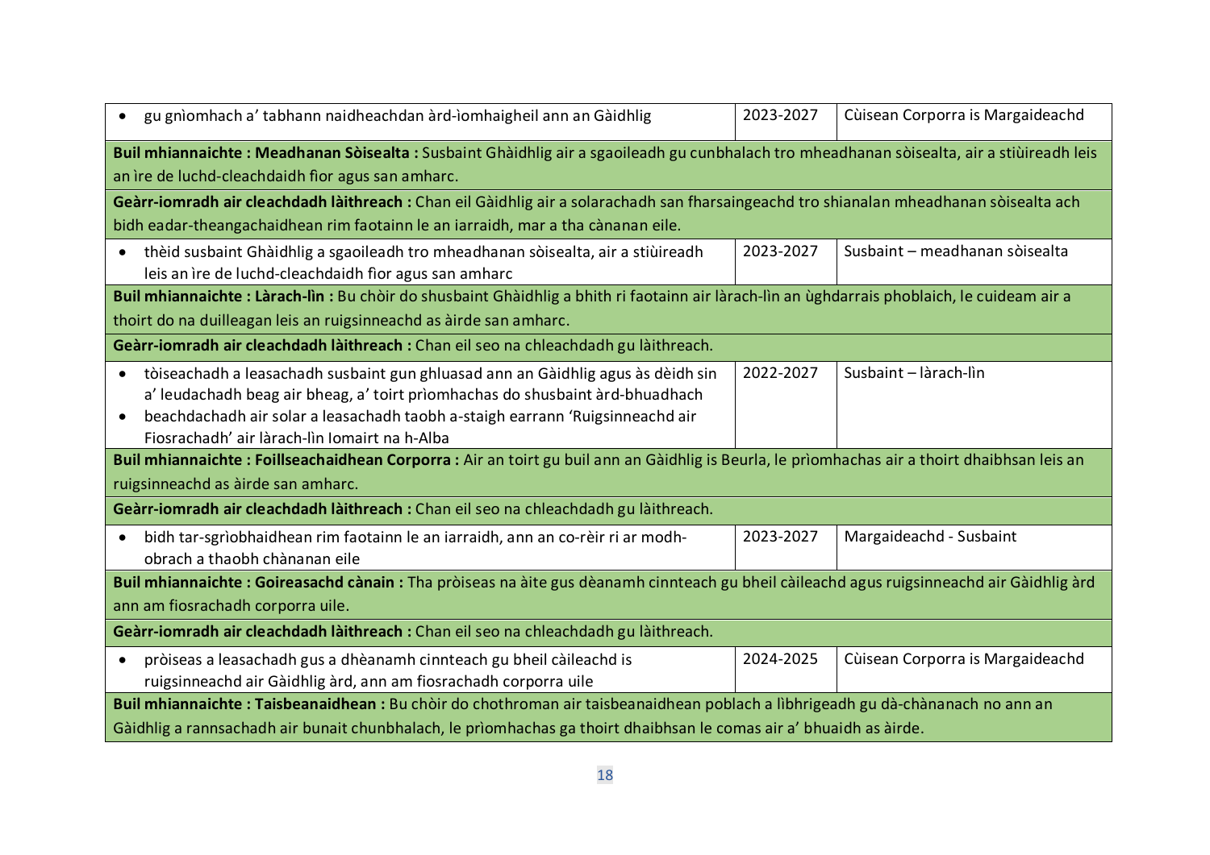| | | |
|---|---|---|
| • gu gnìomhach a' tabhann naidheachdan àrd-ìomhaigheil ann an Gàidhlig | 2023-2027 | Cùisean Corporra is Margaideachd |
| **Buil mhiannaichte : Meadhanan Sòisealta :** Susbaint Ghàidhlig air a sgaoileadh gu cunbhalach tro mheadhanan sòisealta, air a stiùireadh leis an ìre de luchd-cleachdaidh fìor agus san amharc. | | |
| **Geàrr-iomradh air cleachdadh làithreach :** Chan eil Gàidhlig air a solarachadh san fharsaingeachd tro shianalan mheadhanan sòisealta ach bidh eadar-theangachaidhean rim faotainn le an iarraidh, mar a tha cànanan eile. | | |
| • thèid susbaint Ghàidhlig a sgaoileadh tro mheadhanan sòisealta, air a stiùireadh leis an ìre de luchd-cleachdaidh fìor agus san amharc | 2023-2027 | Susbaint – meadhanan sòisealta |
| **Buil mhiannaichte : Làrach-lìn :** Bu chòir do shusbaint Ghàidhlig a bhith ri faotainn air làrach-lìn an ùghdarrais phoblaich, le cuideam air a thoirt do na duilleagan leis an ruigsinneachd as àirde san amharc. | | |
| **Geàrr-iomradh air cleachdadh làithreach :** Chan eil seo na chleachdadh gu làithreach. | | |
| • tòiseachadh a leasachadh susbaint gun ghluasad ann an Gàidhlig agus às dèidh sin a' leudachadh beag air bheag, a' toirt prìomhachas do shusbaint àrd-bhuadhach<br>• beachdachadh air solar a leasachadh taobh a-staigh earrann 'Ruigsinneachd air Fiosrachadh' air làrach-lìn Iomairt na h-Alba | 2022-2027 | Susbaint – làrach-lìn |
| **Buil mhiannaichte : Foillseachaidhean Corporra :** Air an toirt gu buil ann an Gàidhlig is Beurla, le prìomhachas air a thoirt dhaibhsan leis an ruigsinneachd as àirde san amharc. | | |
| **Geàrr-iomradh air cleachdadh làithreach :** Chan eil seo na chleachdadh gu làithreach. | | |
| • bidh tar-sgrìobhaidhean rim faotainn le an iarraidh, ann an co-rèir ri ar modh-obrach a thaobh chànanan eile | 2023-2027 | Margaideachd - Susbaint |
| **Buil mhiannaichte : Goireasachd cànain :** Tha pròiseas na àite gus dèanamh cinnteach gu bheil càileachd agus ruigsinneachd air Gàidhlig àrd ann am fiosrachadh corporra uile. | | |
| **Geàrr-iomradh air cleachdadh làithreach :** Chan eil seo na chleachdadh gu làithreach. | | |
| • pròiseas a leasachadh gus a dhèanamh cinnteach gu bheil càileachd is ruigsinneachd air Gàidhlig àrd, ann am fiosrachadh corporra uile | 2024-2025 | Cùisean Corporra is Margaideachd |
| **Buil mhiannaichte : Taisbeanaidhean :** Bu chòir do chothroman air taisbeanaidhean poblach a lìbhrigeadh gu dà-chànanach no ann an Gàidhlig a rannsachadh air bunait chunbhalach, le prìomhachas ga thoirt dhaibhsan le comas air a' bhuaidh as àirde. | | |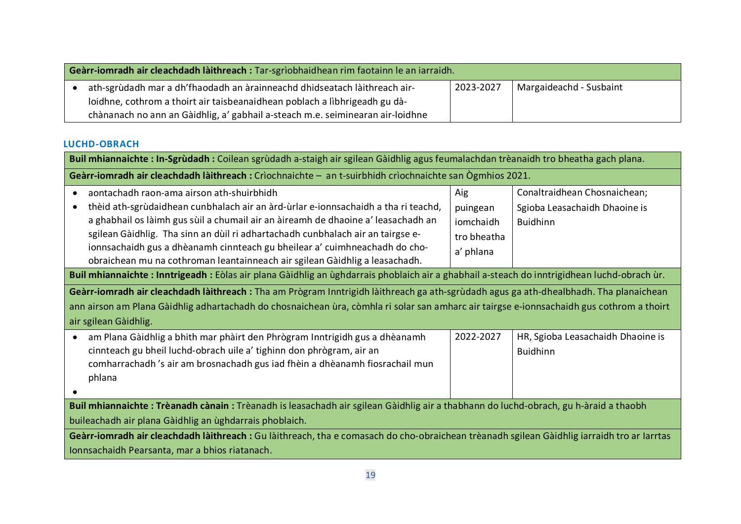| **Geàrr-iomradh air cleachdadh làithreach :** Tar-sgrìobhaidhean rim faotainn le an iarraidh. | | |
|---|---|---|
| • ath-sgrùdadh mar a dh'fhaodadh an àrainneachd dhidseatach làithreach air-loidhne, cothrom a thoirt air taisbeanaidhean poblach a lìbhrigeadh gu dà-chànanach no ann an Gàidhlig, a' gabhail a-steach m.e. seiminearan air-loidhne | 2023-2027 | Margaideachd - Susbaint |

## LUCHD-OBRACH

| **Buil mhiannaichte : In-Sgrùdadh :** Coilean sgrùdadh a-staigh air sgilean Gàidhlig agus feumalachdan trèanaidh tro bheatha gach plana. | | |
|---|---|---|
| **Geàrr-iomradh air cleachdadh làithreach :** Crìochnaichte – an t-suirbhidh crìochnaichte san Ògmhios 2021. | | |
| • aontachadh raon-ama airson ath-shuirbhidh<br>• thèid ath-sgrùdaidhean cunbhalach air an àrd-ùrlar e-ionnsachaidh a tha ri teachd, a ghabhail os làimh gus sùil a chumail air an àireamh de dhaoine a' leasachadh an sgilean Gàidhlig. Tha sinn an dùil ri adhartachadh cunbhalach air an tairgse e-ionnsachaidh gus a dhèanamh cinnteach gu bheilear a' cuimhneachadh do cho-obraichean mu na cothroman leantainneach air sgilean Gàidhlig a leasachadh. | Aig puingean iomchaidh tro bheatha a' phlana | Conaltraidhean Chosnaichean; Sgioba Leasachaidh Dhaoine is Buidhinn |
| **Buil mhiannaichte : Inntrigeadh :** Eòlas air plana Gàidhlig an ùghdarrais phoblaich air a ghabhail a-steach do inntrigidhean luchd-obrach ùr. | | |
| **Geàrr-iomradh air cleachdadh làithreach :** Tha am Prògram Inntrigidh làithreach ga ath-sgrùdadh agus ga ath-dhealbhadh. Tha planaichean ann airson am Plana Gàidhlig adhartachadh do chosnaichean ùra, còmhla ri solar san amharc air tairgse e-ionnsachaidh gus cothrom a thoirt air sgilean Gàidhlig. | | |
| • am Plana Gàidhlig a bhith mar phàirt den Phrògram Inntrigidh gus a dhèanamh cinnteach gu bheil luchd-obrach uile a' tighinn don phrògram, air an comharrachadh 's air am brosnachadh gus iad fhèin a dhèanamh fiosrachail mun phlana<br>• | 2022-2027 | HR, Sgioba Leasachaidh Dhaoine is Buidhinn |
| **Buil mhiannaichte : Trèanadh cànain :** Trèanadh is leasachadh air sgilean Gàidhlig air a thabhann do luchd-obrach, gu h-àraid a thaobh buileachadh air plana Gàidhlig an ùghdarrais phoblaich. | | |
| **Geàrr-iomradh air cleachdadh làithreach :** Gu làithreach, tha e comasach do cho-obraichean trèanadh sgilean Gàidhlig iarraidh tro ar Iarrtas Ionnsachaidh Pearsanta, mar a bhios riatanach. | | |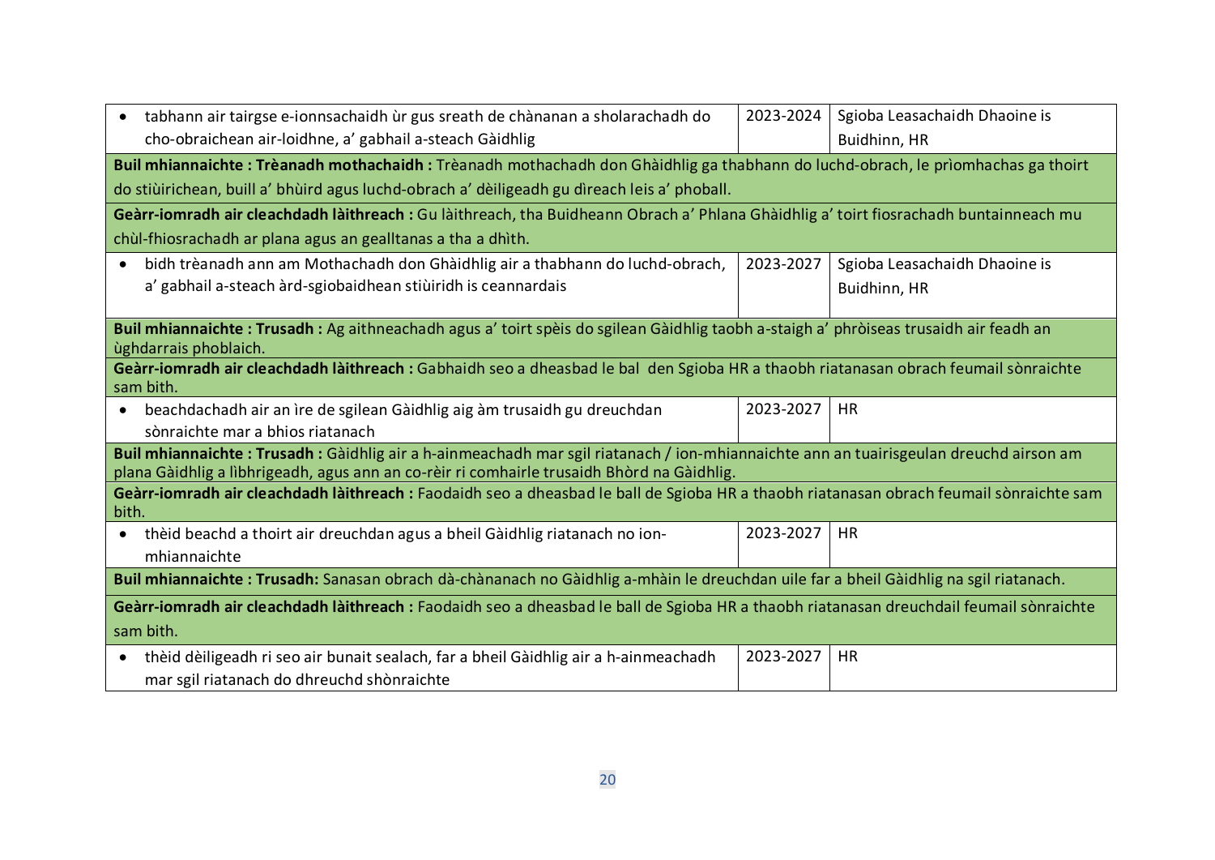| | | |
|---|---|---|
| • tabhann air tairgse e-ionnsachaidh ùr gus sreath de chànanan a sholarachadh do cho-obraichean air-loidhne, a' gabhail a-steach Gàidhlig | 2023-2024 | Sgioba Leasachaidh Dhaoine is Buidhinn, HR |
| **Buil mhiannaichte : Trèanadh mothachaidh :** Trèanadh mothachadh don Ghàidhlig ga thabhann do luchd-obrach, le prìomhachas ga thoirt do stiùirichean, buill a' bhùird agus luchd-obrach a' dèiligeadh gu dìreach leis a' phoball. | | |
| **Geàrr-iomradh air cleachdadh làithreach :** Gu làithreach, tha Buidheann Obrach a' Phlana Ghàidhlig a' toirt fiosrachadh buntainneach mu chùl-fhiosrachadh ar plana agus an gealltanas a tha a dhìth. | | |
| • bidh trèanadh ann am Mothachadh don Ghàidhlig air a thabhann do luchd-obrach, a' gabhail a-steach àrd-sgiobaidhean stiùiridh is ceannardais | 2023-2027 | Sgioba Leasachaidh Dhaoine is Buidhinn, HR |
| **Buil mhiannaichte : Trusadh :** Ag aithneachadh agus a' toirt spèis do sgilean Gàidhlig taobh a-staigh a' phròiseas trusaidh air feadh an ùghdarrais phoblaich. | | |
| **Geàrr-iomradh air cleachdadh làithreach :** Gabhaidh seo a dheasbad le bal den Sgioba HR a thaobh riatanasan obrach feumail sònraichte sam bith. | | |
| • beachdachadh air an ìre de sgilean Gàidhlig aig àm trusaidh gu dreuchdan sònraichte mar a bhios riatanach | 2023-2027 | HR |
| **Buil mhiannaichte : Trusadh :** Gàidhlig air a h-ainmeachadh mar sgil riatanach / ion-mhiannaichte ann an tuairisgeulan dreuchd airson am plana Gàidhlig a lìbhrigeadh, agus ann an co-rèir ri comhairle trusaidh Bhòrd na Gàidhlig. | | |
| **Geàrr-iomradh air cleachdadh làithreach :** Faodaidh seo a dheasbad le ball de Sgioba HR a thaobh riatanasan obrach feumail sònraichte sam bith. | | |
| • thèid beachd a thoirt air dreuchdan agus a bheil Gàidhlig riatanach no ion-mhiannaichte | 2023-2027 | HR |
| **Buil mhiannaichte : Trusadh:** Sanasan obrach dà-chànanach no Gàidhlig a-mhàin le dreuchdan uile far a bheil Gàidhlig na sgil riatanach. | | |
| **Geàrr-iomradh air cleachdadh làithreach :** Faodaidh seo a dheasbad le ball de Sgioba HR a thaobh riatanasan dreuchdail feumail sònraichte sam bith. | | |
| • thèid dèiligeadh ri seo air bunait sealach, far a bheil Gàidhlig air a h-ainmeachadh mar sgil riatanach do dhreuchd shònraichte | 2023-2027 | HR |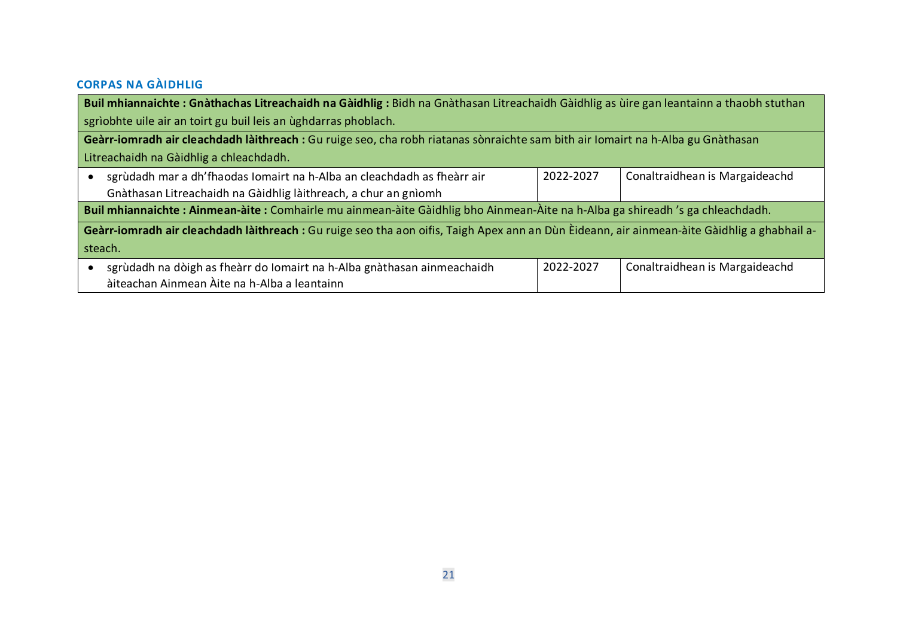## CORPAS NA GÀIDHLIG

| **Buil mhiannaichte : Gnàthachas Litreachaidh na Gàidhlig :** Bidh na Gnàthasan Litreachaidh Gàidhlig as ùire gan leantainn a thaobh stuthan sgrìobhte uile air an toirt gu buil leis an ùghdarras phoblach. | | |
|---|---|---|
| **Geàrr-iomradh air cleachdadh làithreach :** Gu ruige seo, cha robh riatanas sònraichte sam bith air Iomairt na h-Alba gu Gnàthasan Litreachaidh na Gàidhlig a chleachdadh. | | |
| • sgrùdadh mar a dh'fhaodas Iomairt na h-Alba an cleachdadh as fheàrr air Gnàthasan Litreachaidh na Gàidhlig làithreach, a chur an gnìomh | 2022-2027 | Conaltraidhean is Margaideachd |
| **Buil mhiannaichte : Ainmean-àite :** Comhairle mu ainmean-àite Gàidhlig bho Ainmean-Àite na h-Alba ga shireadh 's ga chleachdadh. | | |
| **Geàrr-iomradh air cleachdadh làithreach :** Gu ruige seo tha aon oifis, Taigh Apex ann an Dùn Èideann, air ainmean-àite Gàidhlig a ghabhail a-steach. | | |
| • sgrùdadh na dòigh as fheàrr do Iomairt na h-Alba gnàthasan ainmeachaidh àiteachan Ainmean Àite na h-Alba a leantainn | 2022-2027 | Conaltraidhean is Margaideachd |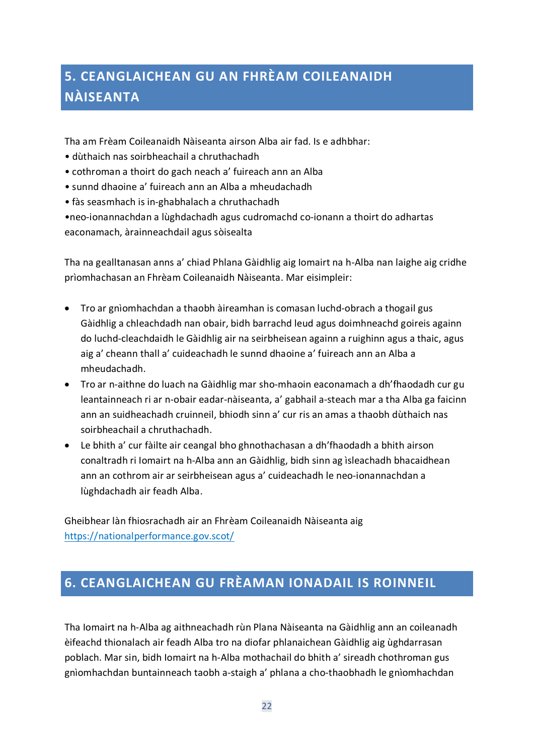## 5. CEANGLAICHEAN GU AN FHRÈAM COILEANAIDH NÀISEANTA

Tha am Frèam Coileanaidh Nàiseanta airson Alba air fad. Is e adhbhar:
• dùthaich nas soirbheachail a chruthachadh
• cothroman a thoirt do gach neach a' fuireach ann an Alba
• sunnd dhaoine a' fuireach ann an Alba a mheudachadh
• fàs seasmhach is in-ghabhalach a chruthachadh
•neo-ionannachdan a lùghdachadh agus cudromachd co-ionann a thoirt do adhartas eaconamach, àrainneachdail agus sòisealta

Tha na gealltanasan anns a' chiad Phlana Gàidhlig aig Iomairt na h-Alba nan laighe aig cridhe prìomhachasan an Fhrèam Coileanaidh Nàiseanta. Mar eisimpleir:

- Tro ar gnìomhachdan a thaobh àireamhan is comasan luchd-obrach a thogail gus Gàidhlig a chleachdadh nan obair, bidh barrachd leud agus doimhneachd goireis againn do luchd-cleachdaidh le Gàidhlig air na seirbheisean againn a ruighinn agus a thaic, agus aig a' cheann thall a' cuideachadh le sunnd dhaoine a' fuireach ann an Alba a mheudachadh.
- Tro ar n-aithne do luach na Gàidhlig mar sho-mhaoin eaconamach a dh'fhaodadh cur gu leantainneach ri ar n-obair eadar-nàiseanta, a' gabhail a-steach mar a tha Alba ga faicinn ann an suidheachadh cruinneil, bhiodh sinn a' cur ris an amas a thaobh dùthaich nas soirbheachail a chruthachadh.
- Le bhith a' cur fàilte air ceangal bho ghnothachasan a dh'fhaodadh a bhith airson conaltradh ri Iomairt na h-Alba ann an Gàidhlig, bidh sinn ag ìsleachadh bhacaidhean ann an cothrom air ar seirbheisean agus a' cuideachadh le neo-ionannachdan a lùghdachadh air feadh Alba.

Gheibhear làn fhiosrachadh air an Fhrèam Coileanaidh Nàiseanta aig https://nationalperformance.gov.scot/

## 6. CEANGLAICHEAN GU FRÈAMAN IONADAIL IS ROINNEIL

Tha Iomairt na h-Alba ag aithneachadh rùn Plana Nàiseanta na Gàidhlig ann an coileanadh èifeachd thionalach air feadh Alba tro na diofar phlanaichean Gàidhlig aig ùghdarrasan poblach. Mar sin, bidh Iomairt na h-Alba mothachail do bhith a' sireadh chothroman gus gnìomhachdan buntainneach taobh a-staigh a' phlana a cho-thaobhadh le gnìomhachdan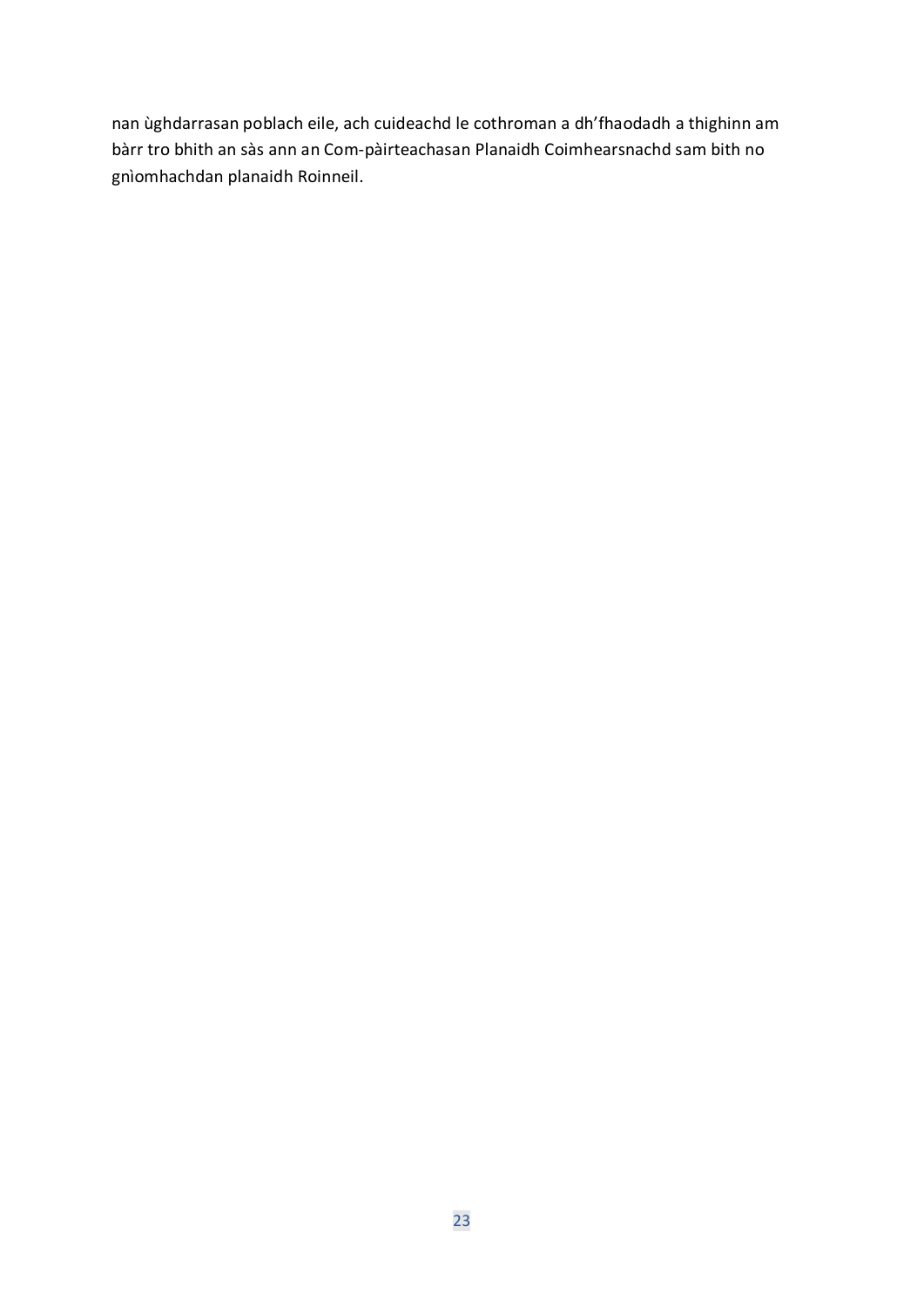nan ùghdarrasan poblach eile, ach cuideachd le cothroman a dh'fhaodadh a thighinn am bàrr tro bhith an sàs ann an Com-pàirteachasan Planaidh Coimhearsnachd sam bith no gnìomhachdan planaidh Roinneil.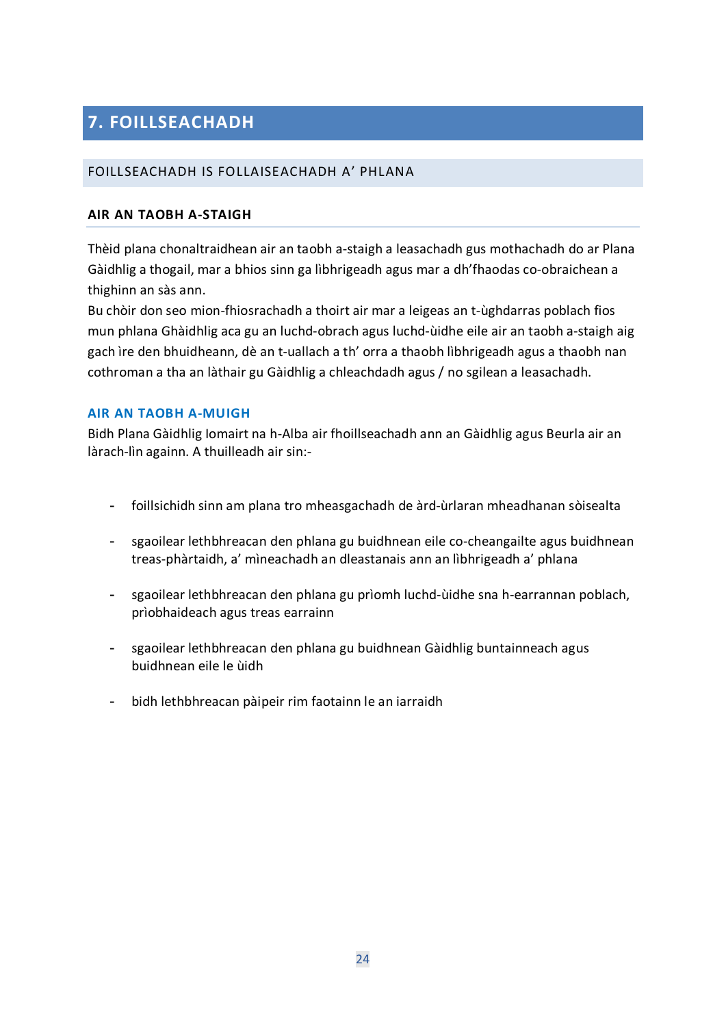# 7. FOILLSEACHADH

## FOILLSEACHADH IS FOLLAISEACHADH A' PHLANA

### AIR AN TAOBH A-STAIGH

Thèid plana chonaltraidhean air an taobh a-staigh a leasachadh gus mothachadh do ar Plana Gàidhlig a thogail, mar a bhios sinn ga lìbhrigeadh agus mar a dh'fhaodas co-obraichean a thighinn an sàs ann.
Bu chòir don seo mion-fhiosrachadh a thoirt air mar a leigeas an t-ùghdarras poblach fios mun phlana Ghàidhlig aca gu an luchd-obrach agus luchd-ùidhe eile air an taobh a-staigh aig gach ìre den bhuidheann, dè an t-uallach a th' orra a thaobh lìbhrigeadh agus a thaobh nan cothroman a tha an làthair gu Gàidhlig a chleachdadh agus / no sgilean a leasachadh.

### AIR AN TAOBH A-MUIGH

Bidh Plana Gàidhlig Iomairt na h-Alba air fhoillseachadh ann an Gàidhlig agus Beurla air an làrach-lìn againn. A thuilleadh air sin:-

- foillsichidh sinn am plana tro mheasgachadh de àrd-ùrlaran mheadhanan sòisealta
- sgaoilear lethbhreacan den phlana gu buidhnean eile co-cheangailte agus buidhnean treas-phàrtaidh, a' mìneachadh an dleastanais ann an lìbhrigeadh a' phlana
- sgaoilear lethbhreacan den phlana gu prìomh luchd-ùidhe sna h-earrannan poblach, prìobhaideach agus treas earrainn
- sgaoilear lethbhreacan den phlana gu buidhnean Gàidhlig buntainneach agus buidhnean eile le ùidh
- bidh lethbhreacan pàipeir rim faotainn le an iarraidh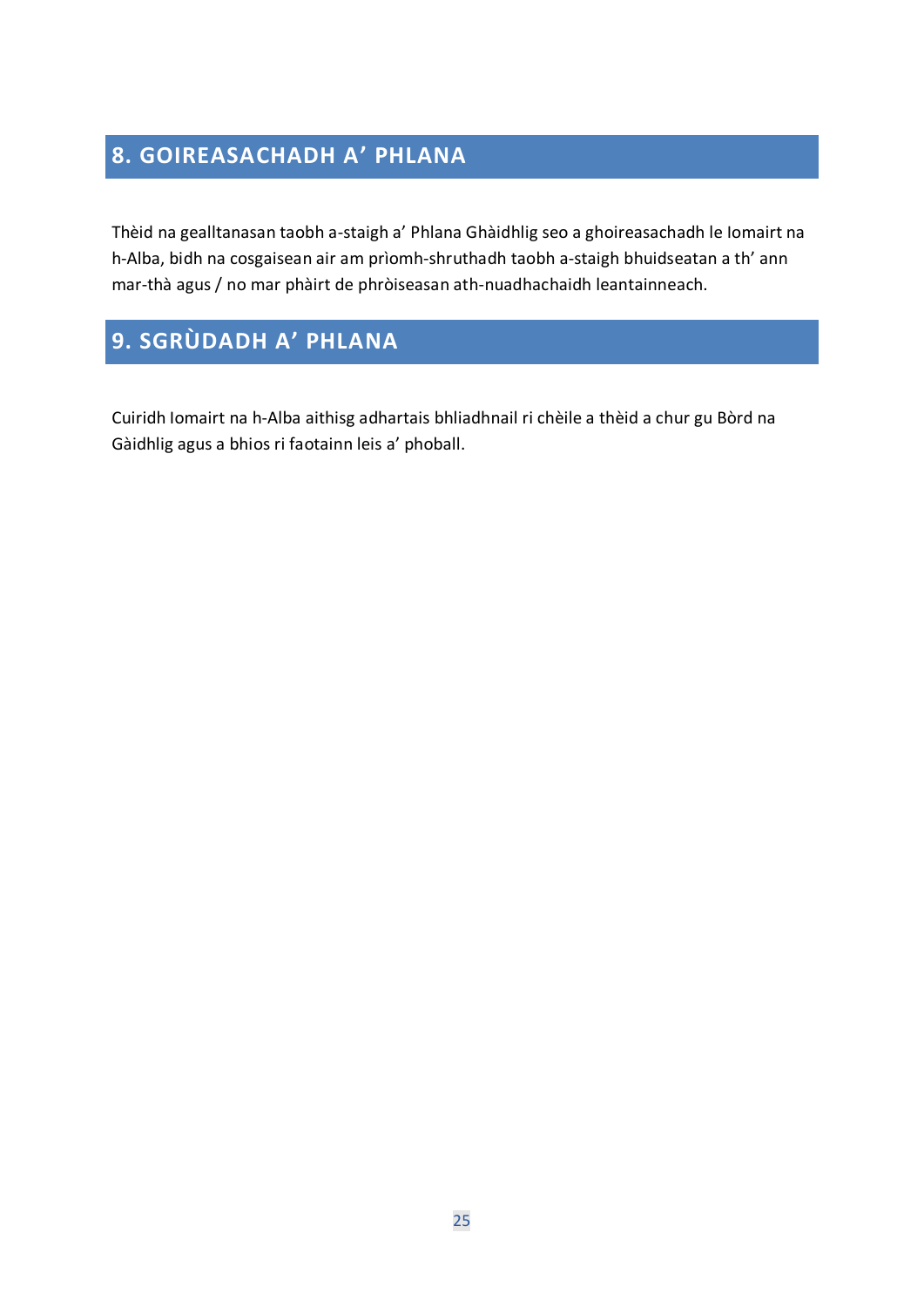## 8. GOIREASACHADH A' PHLANA

Thèid na gealltanasan taobh a-staigh a' Phlana Ghàidhlig seo a ghoireasachadh le Iomairt na h-Alba, bidh na cosgaisean air am prìomh-shruthadh taobh a-staigh bhuidseatan a th' ann mar-thà agus / no mar phàirt de phròiseasan ath-nuadhachaidh leantainneach.

## 9. SGRÙDADH A' PHLANA

Cuiridh Iomairt na h-Alba aithisg adhartais bhliadhnail ri chèile a thèid a chur gu Bòrd na Gàidhlig agus a bhios ri faotainn leis a' phoball.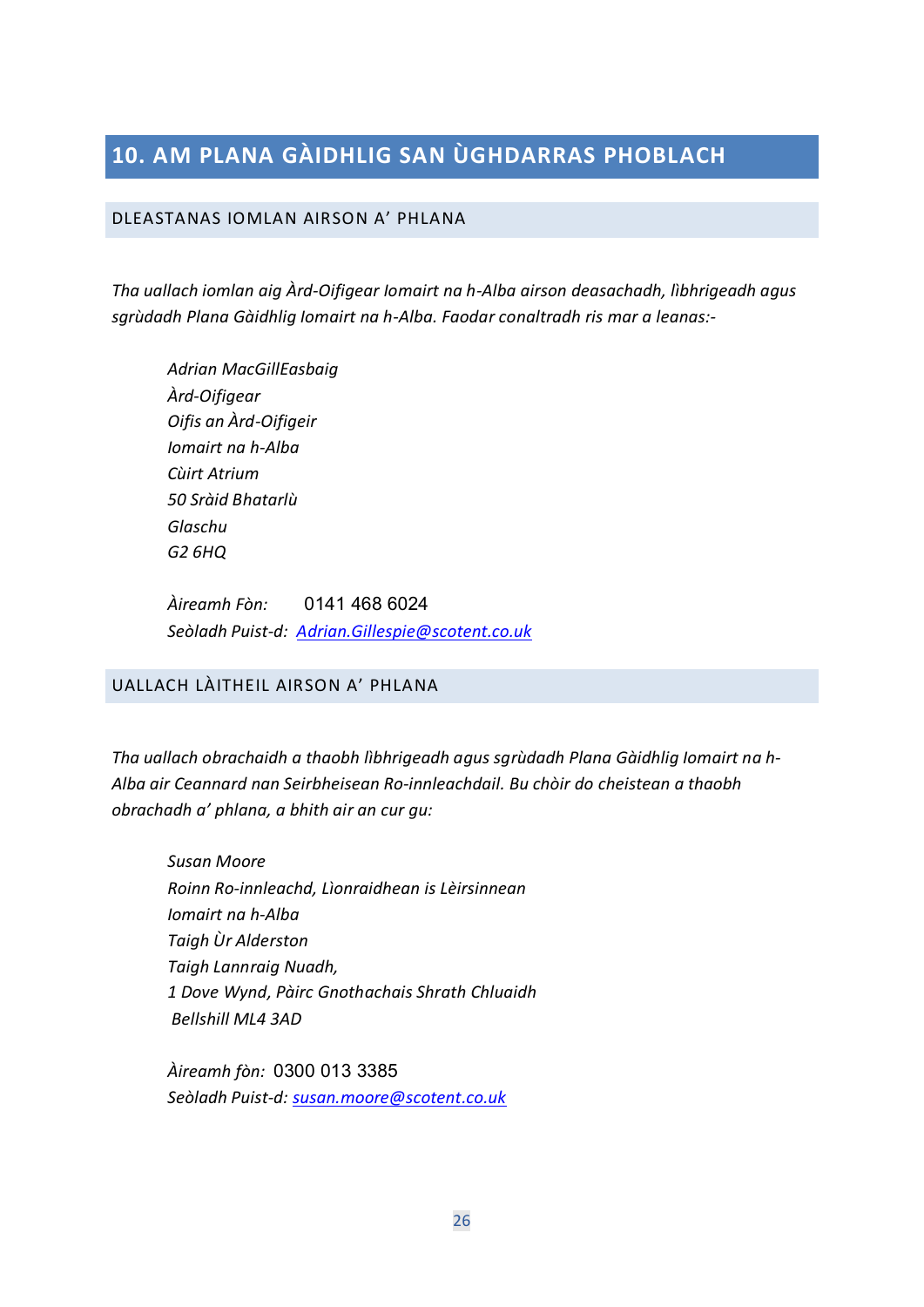## 10. AM PLANA GÀIDHLIG SAN ÙGHDARRAS PHOBLACH

### DLEASTANAS IOMLAN AIRSON A' PHLANA

*Tha uallach iomlan aig Àrd-Oifigear Iomairt na h-Alba airson deasachadh, lìbhrigeadh agus sgrùdadh Plana Gàidhlig Iomairt na h-Alba. Faodar conaltradh ris mar a leanas:-*

*Adrian MacGillEasbaig*
*Àrd-Oifigear*
*Oifis an Àrd-Oifigeir*
*Iomairt na h-Alba*
*Cùirt Atrium*
*50 Sràid Bhatarlù*
*Glaschu*
*G2 6HQ*

*Àireamh Fòn:* 0141 468 6024
*Seòladh Puist-d:* *Adrian.Gillespie@scotent.co.uk*

### UALLACH LÀITHEIL AIRSON A' PHLANA

*Tha uallach obrachaidh a thaobh lìbhrigeadh agus sgrùdadh Plana Gàidhlig Iomairt na h-Alba air Ceannard nan Seirbheisean Ro-innleachdail. Bu chòir do cheistean a thaobh obrachadh a' phlana, a bhith air an cur gu:*

*Susan Moore*
*Roinn Ro-innleachd, Lìonraidhean is Lèirsinnean*
*Iomairt na h-Alba*
*Taigh Ùr Alderston*
*Taigh Lannraig Nuadh,*
*1 Dove Wynd, Pàirc Gnothachais Shrath Chluaidh*
*Bellshill ML4 3AD*

*Àireamh fòn:* 0300 013 3385
*Seòladh Puist-d:* *susan.moore@scotent.co.uk*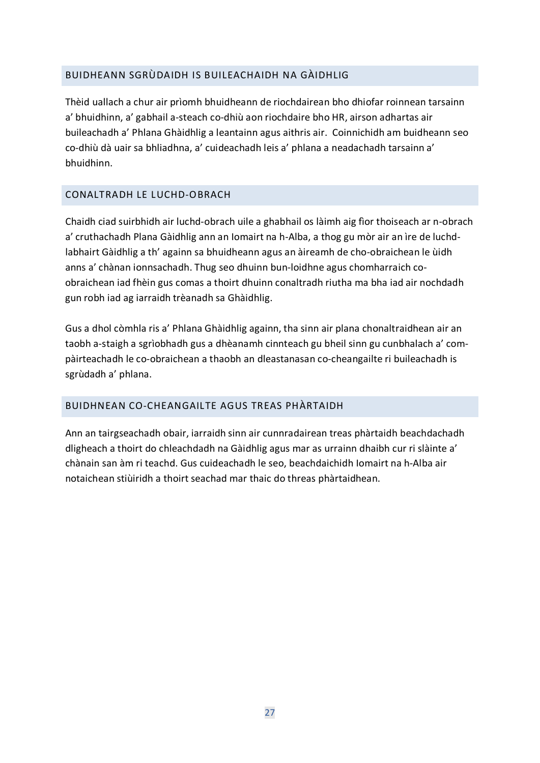## BUIDHEANN SGRÙDAIDH IS BUILEACHAIDH NA GÀIDHLIG

Thèid uallach a chur air prìomh bhuidheann de riochdairean bho dhiofar roinnean tarsainn a' bhuidhinn, a' gabhail a-steach co-dhiù aon riochdaire bho HR, airson adhartas air buileachadh a' Phlana Ghàidhlig a leantainn agus aithris air. Coinnichidh am buidheann seo co-dhiù dà uair sa bhliadhna, a' cuideachadh leis a' phlana a neadachadh tarsainn a' bhuidhinn.

## CONALTRADH LE LUCHD-OBRACH

Chaidh ciad suirbhidh air luchd-obrach uile a ghabhail os làimh aig fìor thoiseach ar n-obrach a' cruthachadh Plana Gàidhlig ann an Iomairt na h-Alba, a thog gu mòr air an ìre de luchd-labhairt Gàidhlig a th' againn sa bhuidheann agus an àireamh de cho-obraichean le ùidh anns a' chànan ionnsachadh. Thug seo dhuinn bun-loidhne agus chomharraich co-obraichean iad fhèin gus comas a thoirt dhuinn conaltradh riutha ma bha iad air nochdadh gun robh iad ag iarraidh trèanadh sa Ghàidhlig.

Gus a dhol còmhla ris a' Phlana Ghàidhlig againn, tha sinn air plana chonaltraidhean air an taobh a-staigh a sgrìobhadh gus a dhèanamh cinnteach gu bheil sinn gu cunbhalach a' com-pàirteachadh le co-obraichean a thaobh an dleastanasan co-cheangailte ri buileachadh is sgrùdadh a' phlana.

## BUIDHNEAN CO-CHEANGAILTE AGUS TREAS PHÀRTAIDH

Ann an tairgseachadh obair, iarraidh sinn air cunnradairean treas phàrtaidh beachdachadh dligheach a thoirt do chleachdadh na Gàidhlig agus mar as urrainn dhaibh cur ri slàinte a' chànain san àm ri teachd. Gus cuideachadh le seo, beachdaichidh Iomairt na h-Alba air notaichean stiùiridh a thoirt seachad mar thaic do threas phàrtaidhean.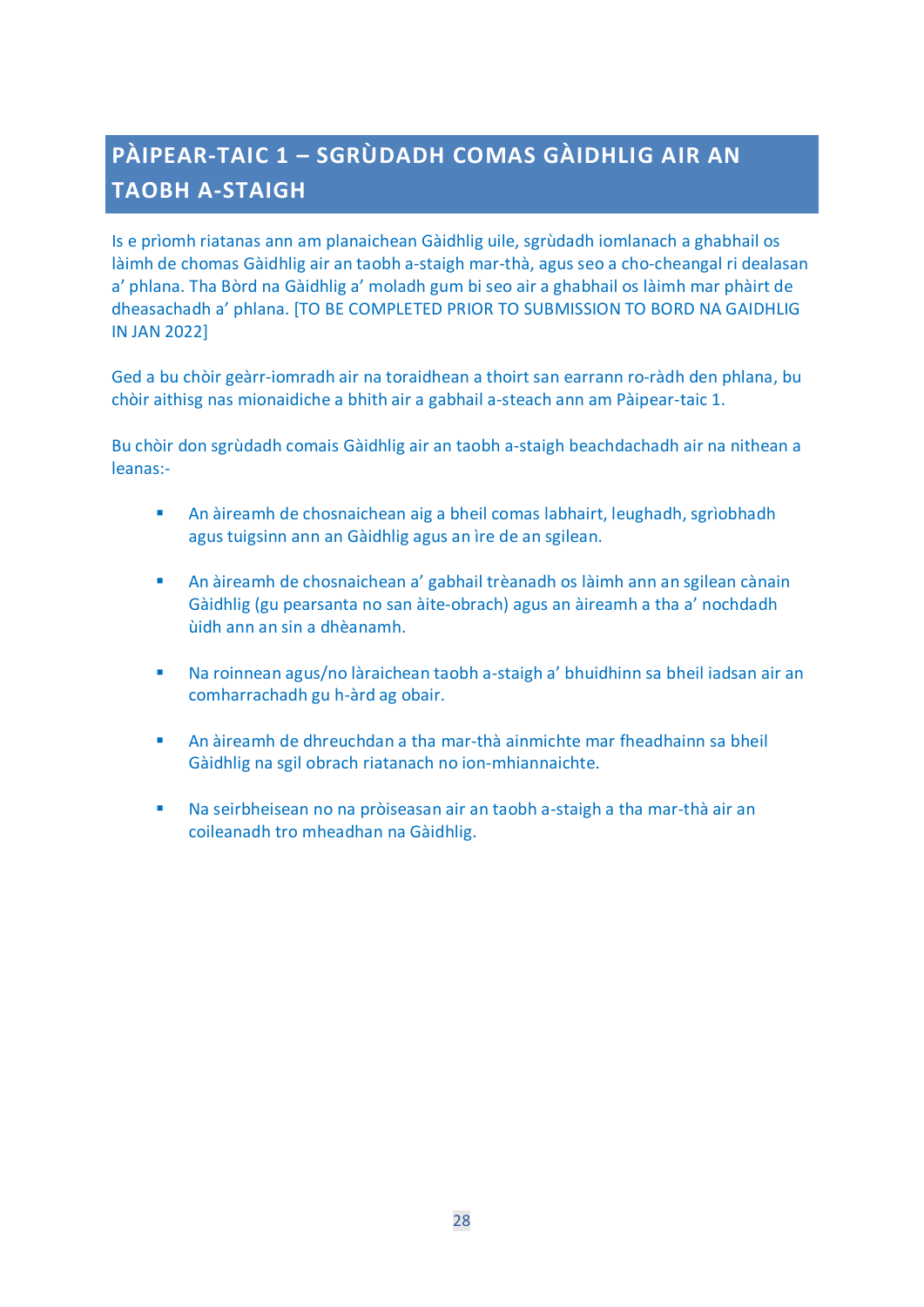## PÀIPEAR-TAIC 1 – SGRÙDADH COMAS GÀIDHLIG AIR AN TAOBH A-STAIGH

Is e prìomh riatanas ann am planaichean Gàidhlig uile, sgrùdadh iomlanach a ghabhail os làimh de chomas Gàidhlig air an taobh a-staigh mar-thà, agus seo a cho-cheangal ri dealasan a' phlana. Tha Bòrd na Gàidhlig a' moladh gum bi seo air a ghabhail os làimh mar phàirt de dheasachadh a' phlana. [TO BE COMPLETED PRIOR TO SUBMISSION TO BORD NA GAIDHLIG IN JAN 2022]

Ged a bu chòir geàrr-iomradh air na toraidhean a thoirt san earrann ro-ràdh den phlana, bu chòir aithisg nas mionaidiche a bhith air a gabhail a-steach ann am Pàipear-taic 1.

Bu chòir don sgrùdadh comais Gàidhlig air an taobh a-staigh beachdachadh air na nithean a leanas:-

- An àireamh de chosnaichean aig a bheil comas labhairt, leughadh, sgrìobhadh agus tuigsinn ann an Gàidhlig agus an ìre de an sgilean.
- An àireamh de chosnaichean a' gabhail trèanadh os làimh ann an sgilean cànain Gàidhlig (gu pearsanta no san àite-obrach) agus an àireamh a tha a' nochdadh ùidh ann an sin a dhèanamh.
- Na roinnean agus/no làraichean taobh a-staigh a' bhuidhinn sa bheil iadsan air an comharrachadh gu h-àrd ag obair.
- An àireamh de dhreuchdan a tha mar-thà ainmichte mar fheadhainn sa bheil Gàidhlig na sgil obrach riatanach no ion-mhiannaichte.
- Na seirbheisean no na pròiseasan air an taobh a-staigh a tha mar-thà air an coileanadh tro mheadhan na Gàidhlig.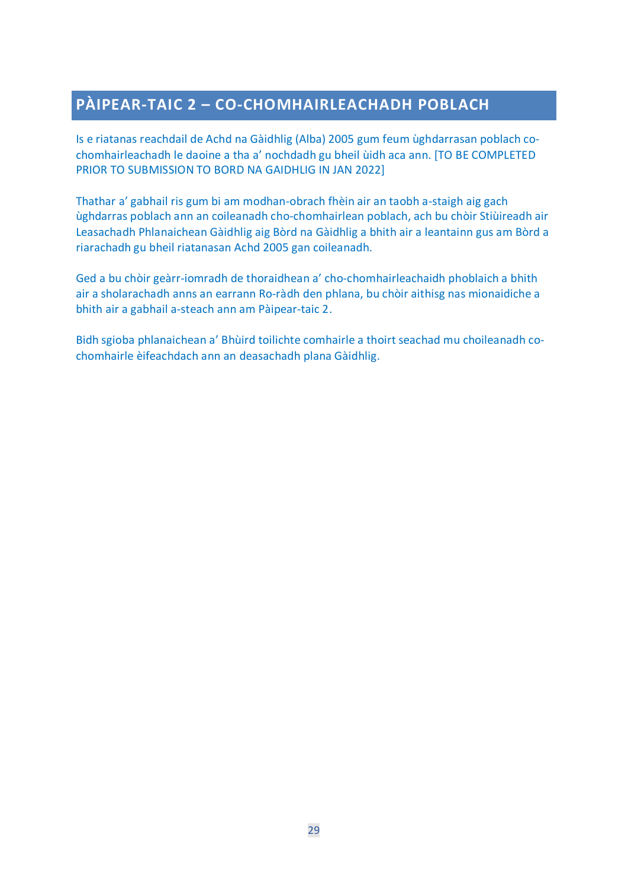## PÀIPEAR-TAIC 2 – CO-CHOMHAIRLEACHADH POBLACH

Is e riatanas reachdail de Achd na Gàidhlig (Alba) 2005 gum feum ùghdarrasan poblach co-chomhairleachadh le daoine a tha a' nochdadh gu bheil ùidh aca ann. [TO BE COMPLETED PRIOR TO SUBMISSION TO BORD NA GAIDHLIG IN JAN 2022]

Thathar a' gabhail ris gum bi am modhan-obrach fhèin air an taobh a-staigh aig gach ùghdarras poblach ann an coileanadh cho-chomhairlean poblach, ach bu chòir Stiùireadh air Leasachadh Phlanaichean Gàidhlig aig Bòrd na Gàidhlig a bhith air a leantainn gus am Bòrd a riarachadh gu bheil riatanasan Achd 2005 gan coileanadh.

Ged a bu chòir geàrr-iomradh de thoraidhean a' cho-chomhairleachaidh phoblaich a bhith air a sholarachadh anns an earrann Ro-ràdh den phlana, bu chòir aithisg nas mionaidiche a bhith air a gabhail a-steach ann am Pàipear-taic 2.

Bidh sgioba phlanaichean a' Bhùird toilichte comhairle a thoirt seachad mu choileanadh co-chomhairle èifeachdach ann an deasachadh plana Gàidhlig.